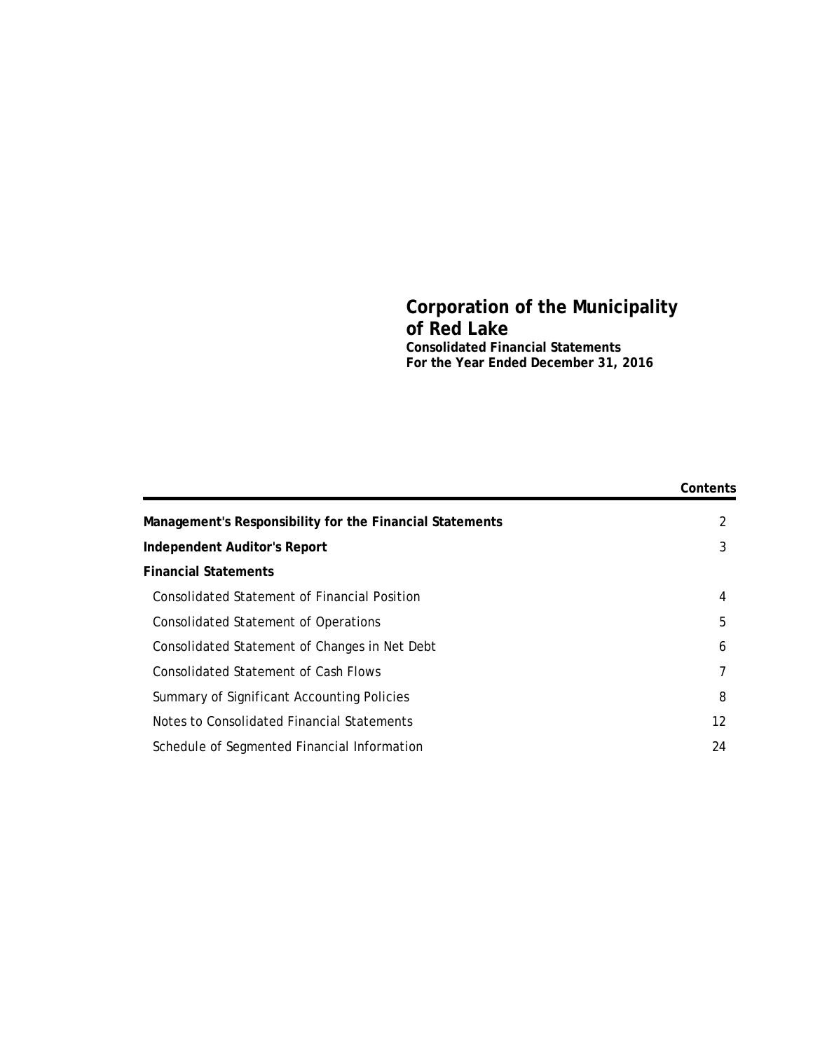# Corporation of the Municipality of Red Lake

**Consolidated Financial Statements**
**For the Year Ended December 31, 2016**

| | **Contents** |
|---|---|
| **Management's Responsibility for the Financial Statements** | 2 |
| **Independent Auditor's Report** | 3 |
| **Financial Statements** | |
| Consolidated Statement of Financial Position | 4 |
| Consolidated Statement of Operations | 5 |
| Consolidated Statement of Changes in Net Debt | 6 |
| Consolidated Statement of Cash Flows | 7 |
| Summary of Significant Accounting Policies | 8 |
| Notes to Consolidated Financial Statements | 12 |
| Schedule of Segmented Financial Information | 24 |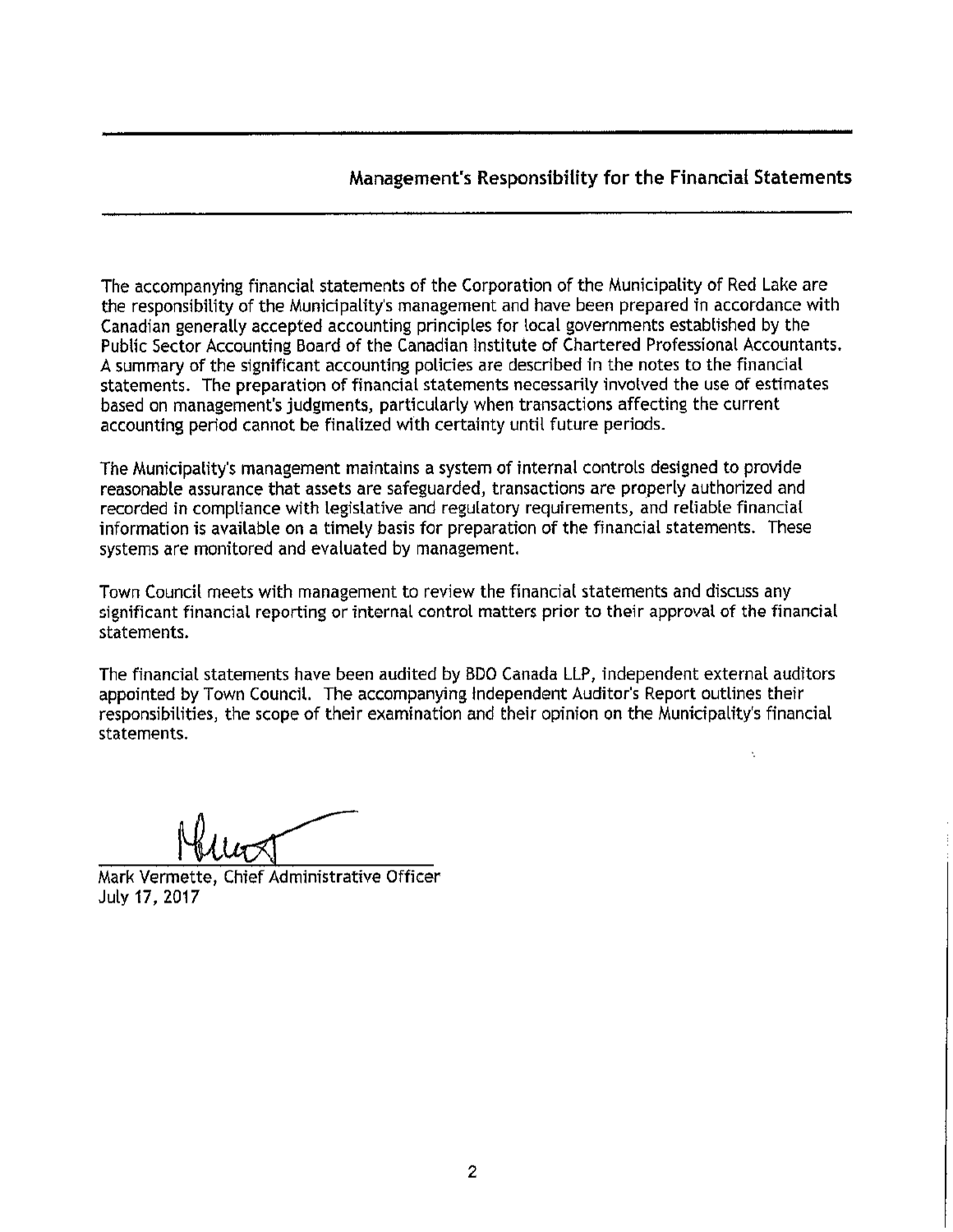## Management's Responsibility for the Financial Statements

The accompanying financial statements of the Corporation of the Municipality of Red Lake are the responsibility of the Municipality's management and have been prepared in accordance with Canadian generally accepted accounting principles for local governments established by the Public Sector Accounting Board of the Canadian Institute of Chartered Professional Accountants. A summary of the significant accounting policies are described in the notes to the financial statements. The preparation of financial statements necessarily involved the use of estimates based on management's judgments, particularly when transactions affecting the current accounting period cannot be finalized with certainty until future periods.

The Municipality's management maintains a system of internal controls designed to provide reasonable assurance that assets are safeguarded, transactions are properly authorized and recorded in compliance with legislative and regulatory requirements, and reliable financial information is available on a timely basis for preparation of the financial statements. These systems are monitored and evaluated by management.

Town Council meets with management to review the financial statements and discuss any significant financial reporting or internal control matters prior to their approval of the financial statements.

The financial statements have been audited by BDO Canada LLP, independent external auditors appointed by Town Council. The accompanying Independent Auditor's Report outlines their responsibilities, the scope of their examination and their opinion on the Municipality's financial statements.

Mark Vermette, Chief Administrative Officer
July 17, 2017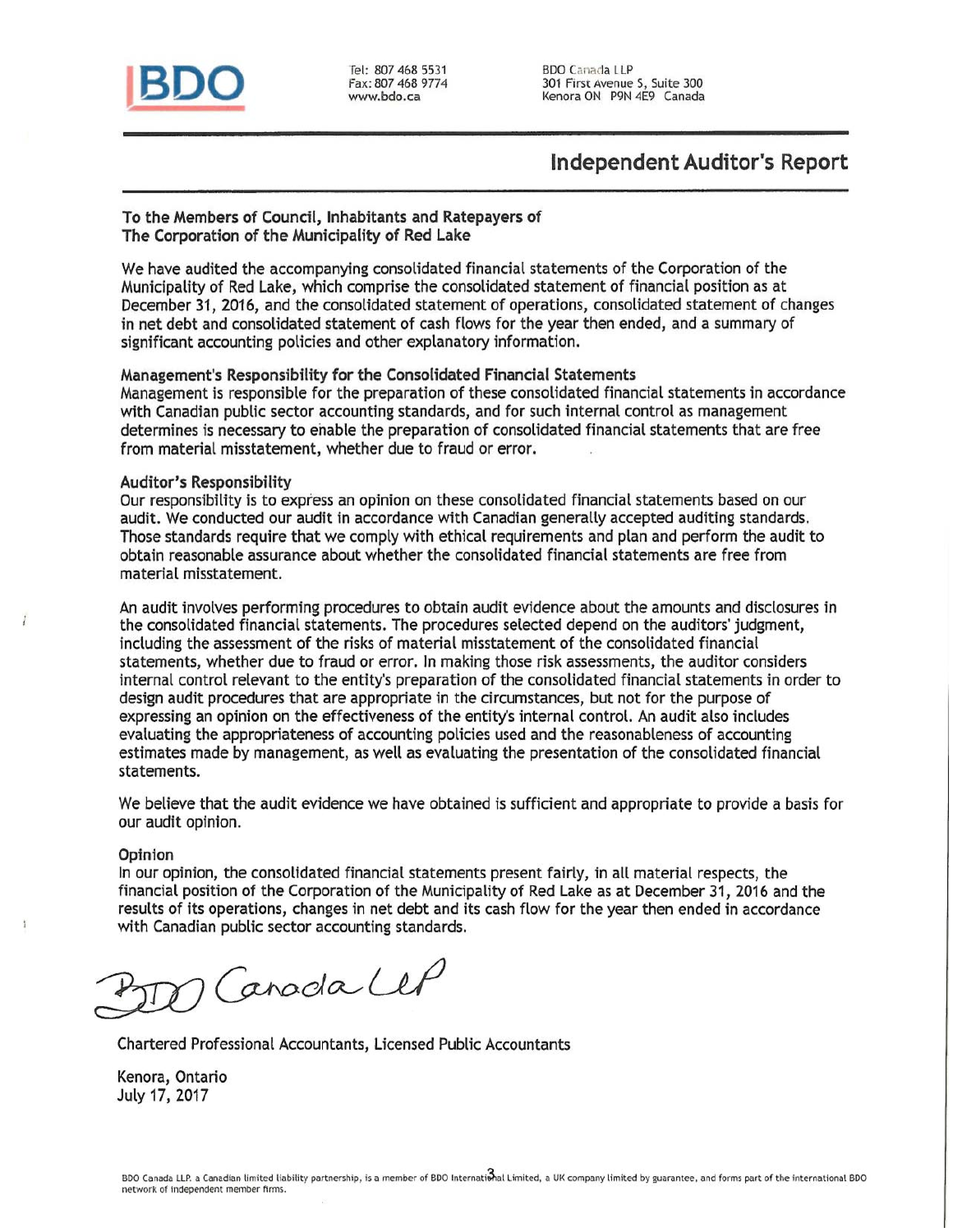BDO

Tel: 807 468 5531
Fax: 807 468 9774
www.bdo.ca

BDO Canada LLP
301 First Avenue S, Suite 300
Kenora ON P9N 4E9 Canada

# Independent Auditor's Report

**To the Members of Council, Inhabitants and Ratepayers of The Corporation of the Municipality of Red Lake**

We have audited the accompanying consolidated financial statements of the Corporation of the Municipality of Red Lake, which comprise the consolidated statement of financial position as at December 31, 2016, and the consolidated statement of operations, consolidated statement of changes in net debt and consolidated statement of cash flows for the year then ended, and a summary of significant accounting policies and other explanatory information.

**Management's Responsibility for the Consolidated Financial Statements**

Management is responsible for the preparation of these consolidated financial statements in accordance with Canadian public sector accounting standards, and for such internal control as management determines is necessary to enable the preparation of consolidated financial statements that are free from material misstatement, whether due to fraud or error.

**Auditor's Responsibility**

Our responsibility is to express an opinion on these consolidated financial statements based on our audit. We conducted our audit in accordance with Canadian generally accepted auditing standards. Those standards require that we comply with ethical requirements and plan and perform the audit to obtain reasonable assurance about whether the consolidated financial statements are free from material misstatement.

An audit involves performing procedures to obtain audit evidence about the amounts and disclosures in the consolidated financial statements. The procedures selected depend on the auditors' judgment, including the assessment of the risks of material misstatement of the consolidated financial statements, whether due to fraud or error. In making those risk assessments, the auditor considers internal control relevant to the entity's preparation of the consolidated financial statements in order to design audit procedures that are appropriate in the circumstances, but not for the purpose of expressing an opinion on the effectiveness of the entity's internal control. An audit also includes evaluating the appropriateness of accounting policies used and the reasonableness of accounting estimates made by management, as well as evaluating the presentation of the consolidated financial statements.

We believe that the audit evidence we have obtained is sufficient and appropriate to provide a basis for our audit opinion.

**Opinion**

In our opinion, the consolidated financial statements present fairly, in all material respects, the financial position of the Corporation of the Municipality of Red Lake as at December 31, 2016 and the results of its operations, changes in net debt and its cash flow for the year then ended in accordance with Canadian public sector accounting standards.

BDO Canada LLP

Chartered Professional Accountants, Licensed Public Accountants

Kenora, Ontario
July 17, 2017

BDO Canada LLP, a Canadian limited liability partnership, is a member of BDO International Limited, a UK company limited by guarantee, and forms part of the international BDO network of independent member firms.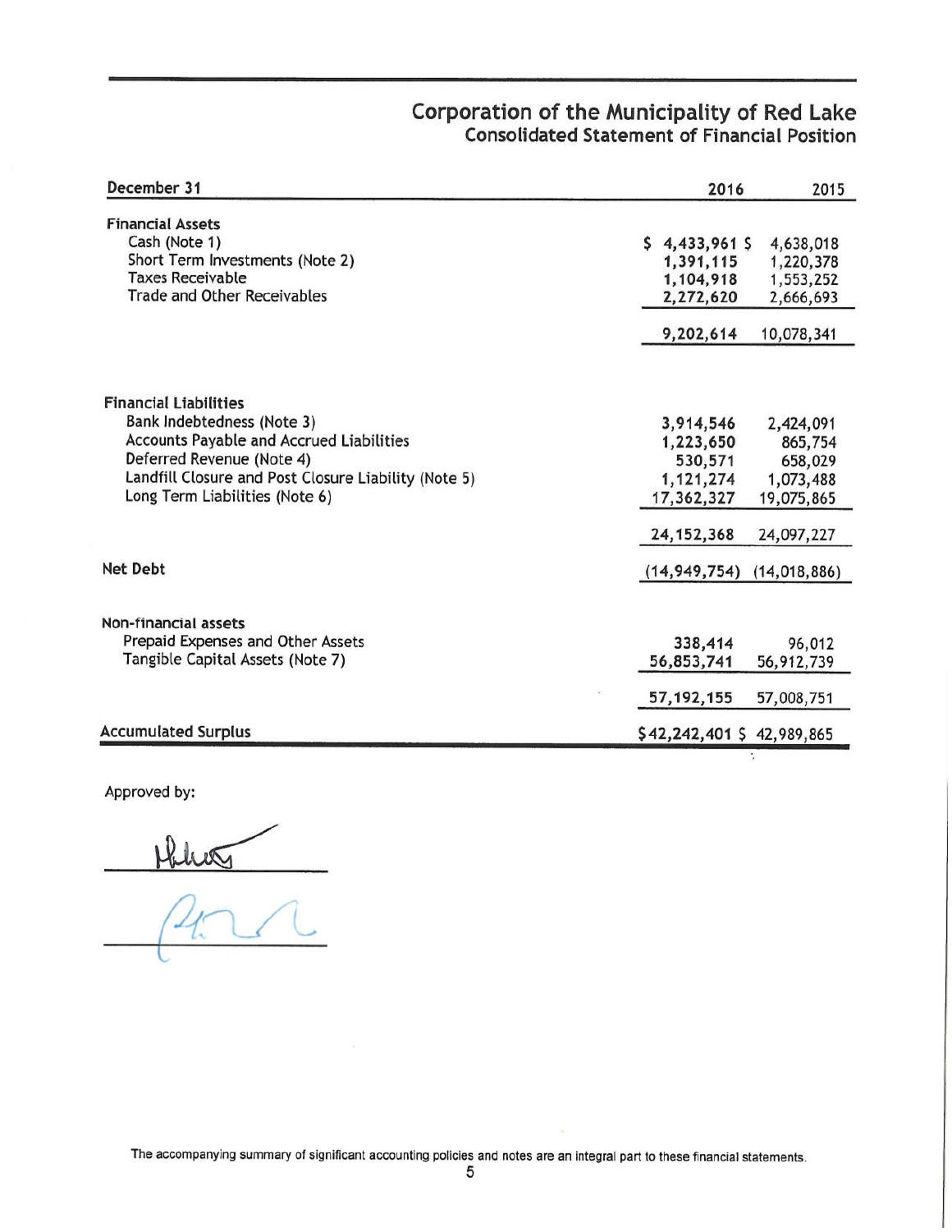# Corporation of the Municipality of Red Lake

## Consolidated Statement of Financial Position

| December 31 | 2016 | 2015 |
|---|---|---|
| **Financial Assets** | | |
| Cash (Note 1) | $ 4,433,961 | $ 4,638,018 |
| Short Term Investments (Note 2) | 1,391,115 | 1,220,378 |
| Taxes Receivable | 1,104,918 | 1,553,252 |
| Trade and Other Receivables | 2,272,620 | 2,666,693 |
| | 9,202,614 | 10,078,341 |
| **Financial Liabilities** | | |
| Bank Indebtedness (Note 3) | 3,914,546 | 2,424,091 |
| Accounts Payable and Accrued Liabilities | 1,223,650 | 865,754 |
| Deferred Revenue (Note 4) | 530,571 | 658,029 |
| Landfill Closure and Post Closure Liability (Note 5) | 1,121,274 | 1,073,488 |
| Long Term Liabilities (Note 6) | 17,362,327 | 19,075,865 |
| | 24,152,368 | 24,097,227 |
| **Net Debt** | (14,949,754) | (14,018,886) |
| **Non-financial assets** | | |
| Prepaid Expenses and Other Assets | 338,414 | 96,012 |
| Tangible Capital Assets (Note 7) | 56,853,741 | 56,912,739 |
| | 57,192,155 | 57,008,751 |
| **Accumulated Surplus** | $42,242,401 | $ 42,989,865 |

Approved by:

_________________________

_________________________

The accompanying summary of significant accounting policies and notes are an integral part to these financial statements.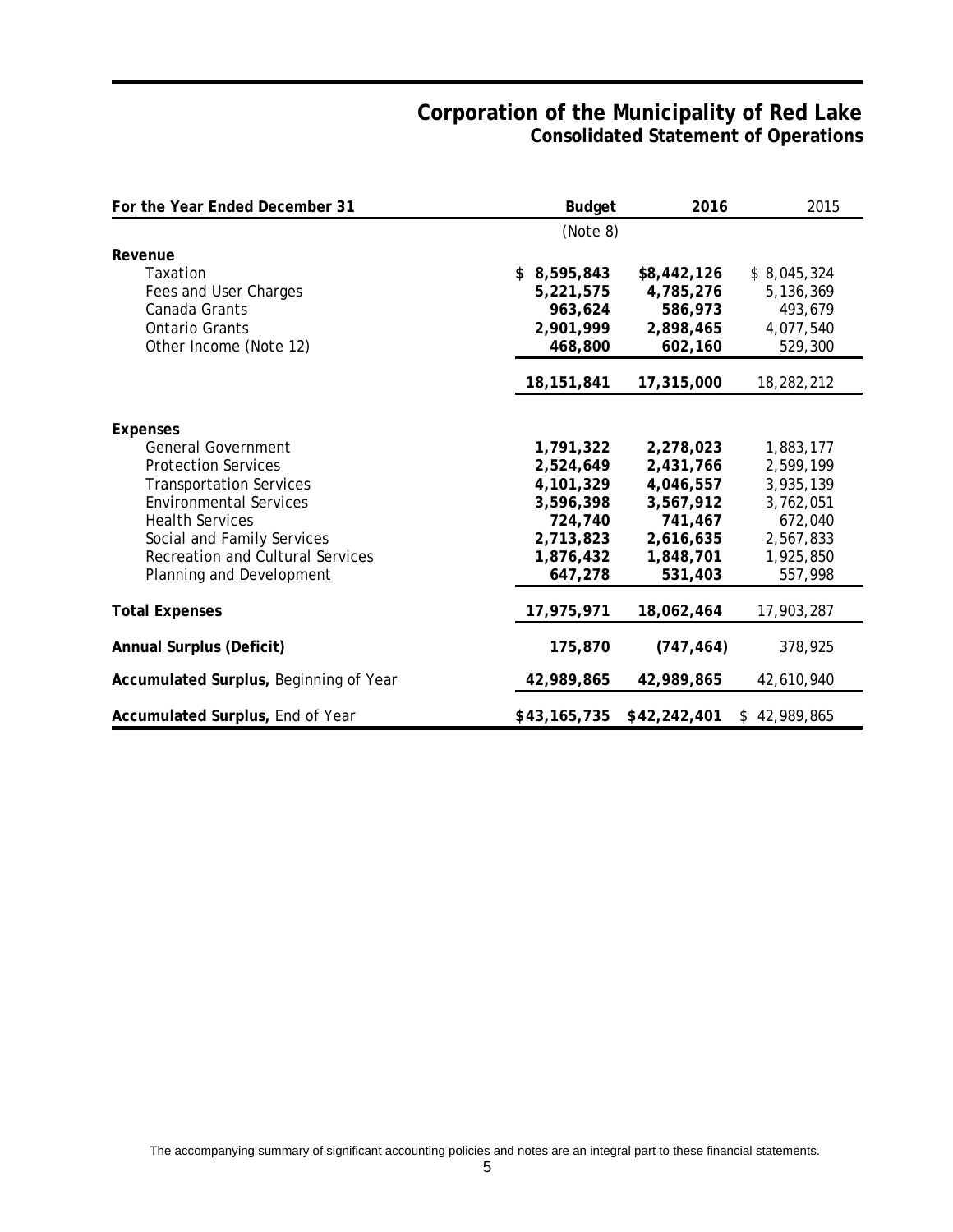# Corporation of the Municipality of Red Lake

## Consolidated Statement of Operations

| For the Year Ended December 31 | Budget | 2016 | 2015 |
|---|---|---|---|
| | (Note 8) | | |
| **Revenue** | | | |
| Taxation | **$ 8,595,843** | **$8,442,126** | $ 8,045,324 |
| Fees and User Charges | **5,221,575** | **4,785,276** | 5,136,369 |
| Canada Grants | **963,624** | **586,973** | 493,679 |
| Ontario Grants | **2,901,999** | **2,898,465** | 4,077,540 |
| Other Income (Note 12) | **468,800** | **602,160** | 529,300 |
| | **18,151,841** | **17,315,000** | 18,282,212 |
| **Expenses** | | | |
| General Government | **1,791,322** | **2,278,023** | 1,883,177 |
| Protection Services | **2,524,649** | **2,431,766** | 2,599,199 |
| Transportation Services | **4,101,329** | **4,046,557** | 3,935,139 |
| Environmental Services | **3,596,398** | **3,567,912** | 3,762,051 |
| Health Services | **724,740** | **741,467** | 672,040 |
| Social and Family Services | **2,713,823** | **2,616,635** | 2,567,833 |
| Recreation and Cultural Services | **1,876,432** | **1,848,701** | 1,925,850 |
| Planning and Development | **647,278** | **531,403** | 557,998 |
| **Total Expenses** | **17,975,971** | **18,062,464** | 17,903,287 |
| **Annual Surplus (Deficit)** | **175,870** | **(747,464)** | 378,925 |
| **Accumulated Surplus,** Beginning of Year | **42,989,865** | **42,989,865** | 42,610,940 |
| **Accumulated Surplus,** End of Year | **$43,165,735** | **$42,242,401** | $ 42,989,865 |

The accompanying summary of significant accounting policies and notes are an integral part to these financial statements.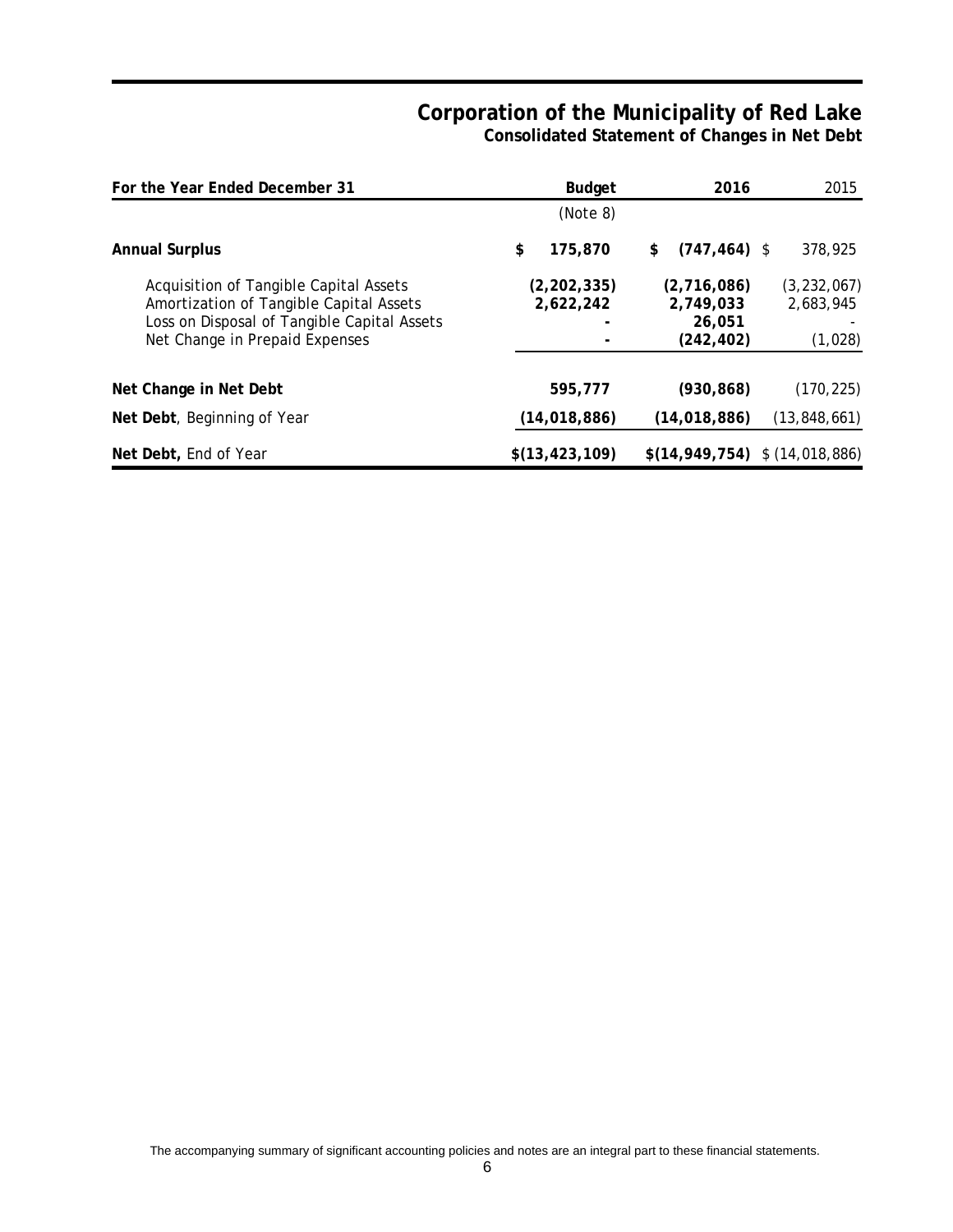# Corporation of the Municipality of Red Lake

## Consolidated Statement of Changes in Net Debt

| For the Year Ended December 31 | Budget | 2016 | 2015 |
|---|---|---|---|
| | (Note 8) | | |
| **Annual Surplus** | **$ 175,870** | **$ (747,464)** | $ 378,925 |
| Acquisition of Tangible Capital Assets | **(2,202,335)** | **(2,716,086)** | (3,232,067) |
| Amortization of Tangible Capital Assets | **2,622,242** | **2,749,033** | 2,683,945 |
| Loss on Disposal of Tangible Capital Assets | **-** | **26,051** | - |
| Net Change in Prepaid Expenses | **-** | **(242,402)** | (1,028) |
| **Net Change in Net Debt** | **595,777** | **(930,868)** | (170,225) |
| **Net Debt**, Beginning of Year | **(14,018,886)** | **(14,018,886)** | (13,848,661) |
| **Net Debt,** End of Year | **$(13,423,109)** | **$(14,949,754)** | $ (14,018,886) |

The accompanying summary of significant accounting policies and notes are an integral part to these financial statements.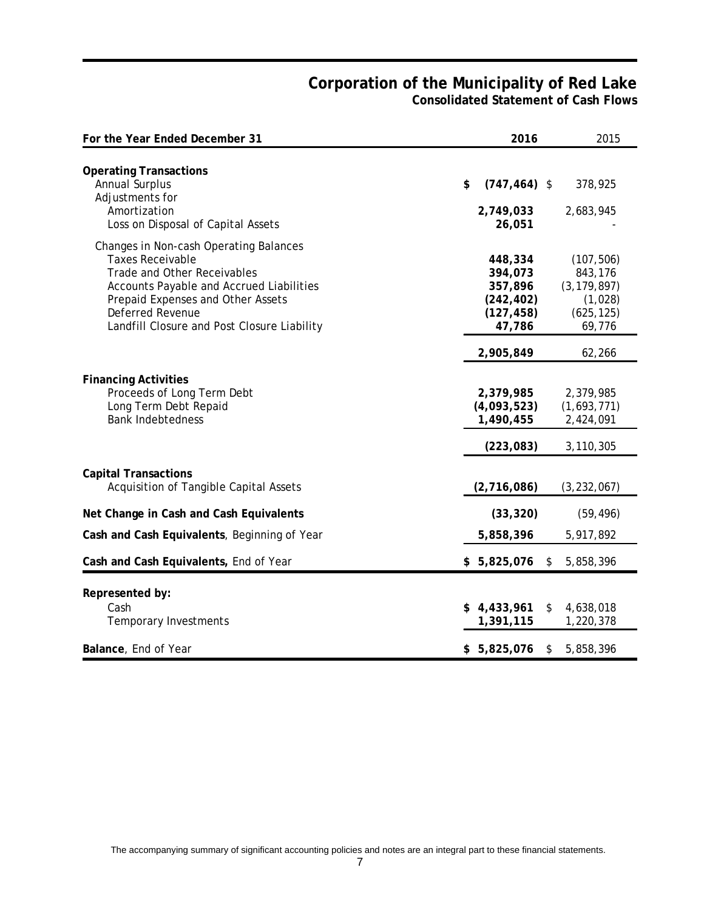# Corporation of the Municipality of Red Lake

## Consolidated Statement of Cash Flows

| For the Year Ended December 31 | 2016 | 2015 |
|---|---|---|
| **Operating Transactions** | | |
| Annual Surplus | $ (747,464) | $ 378,925 |
| Adjustments for | | |
| Amortization | 2,749,033 | 2,683,945 |
| Loss on Disposal of Capital Assets | 26,051 | - |
| Changes in Non-cash Operating Balances | | |
| Taxes Receivable | 448,334 | (107,506) |
| Trade and Other Receivables | 394,073 | 843,176 |
| Accounts Payable and Accrued Liabilities | 357,896 | (3,179,897) |
| Prepaid Expenses and Other Assets | (242,402) | (1,028) |
| Deferred Revenue | (127,458) | (625,125) |
| Landfill Closure and Post Closure Liability | 47,786 | 69,776 |
| | 2,905,849 | 62,266 |
| **Financing Activities** | | |
| Proceeds of Long Term Debt | 2,379,985 | 2,379,985 |
| Long Term Debt Repaid | (4,093,523) | (1,693,771) |
| Bank Indebtedness | 1,490,455 | 2,424,091 |
| | (223,083) | 3,110,305 |
| **Capital Transactions** | | |
| Acquisition of Tangible Capital Assets | (2,716,086) | (3,232,067) |
| **Net Change in Cash and Cash Equivalents** | (33,320) | (59,496) |
| **Cash and Cash Equivalents**, Beginning of Year | 5,858,396 | 5,917,892 |
| **Cash and Cash Equivalents,** End of Year | $ 5,825,076 | $ 5,858,396 |
| **Represented by:** | | |
| Cash | $ 4,433,961 | $ 4,638,018 |
| Temporary Investments | 1,391,115 | 1,220,378 |
| **Balance**, End of Year | $ 5,825,076 | $ 5,858,396 |

The accompanying summary of significant accounting policies and notes are an integral part to these financial statements.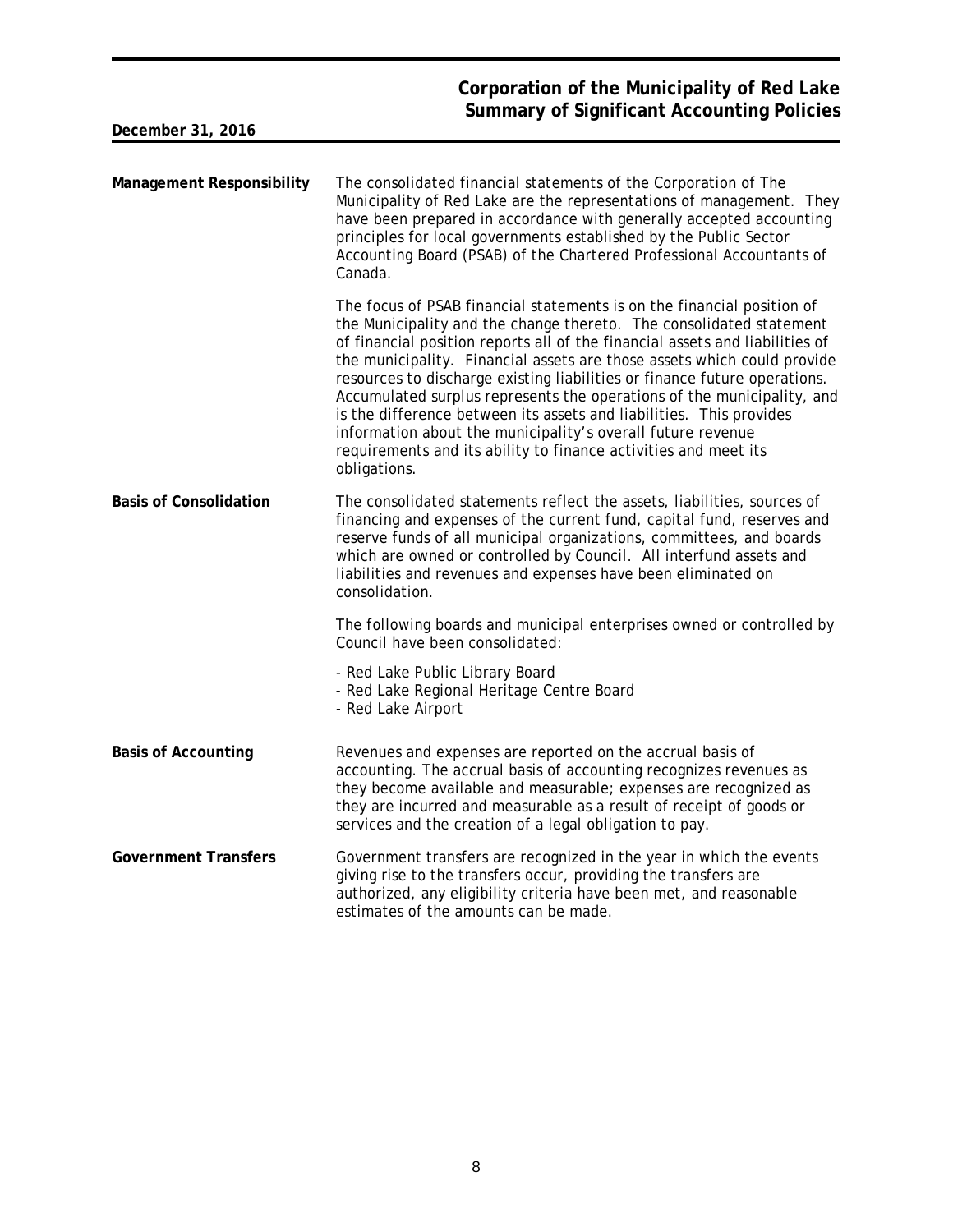# Corporation of the Municipality of Red Lake
## Summary of Significant Accounting Policies

**December 31, 2016**

**Management Responsibility**

The consolidated financial statements of the Corporation of The Municipality of Red Lake are the representations of management. They have been prepared in accordance with generally accepted accounting principles for local governments established by the Public Sector Accounting Board (PSAB) of the Chartered Professional Accountants of Canada.

The focus of PSAB financial statements is on the financial position of the Municipality and the change thereto. The consolidated statement of financial position reports all of the financial assets and liabilities of the municipality. Financial assets are those assets which could provide resources to discharge existing liabilities or finance future operations. Accumulated surplus represents the operations of the municipality, and is the difference between its assets and liabilities. This provides information about the municipality's overall future revenue requirements and its ability to finance activities and meet its obligations.

**Basis of Consolidation**

The consolidated statements reflect the assets, liabilities, sources of financing and expenses of the current fund, capital fund, reserves and reserve funds of all municipal organizations, committees, and boards which are owned or controlled by Council. All interfund assets and liabilities and revenues and expenses have been eliminated on consolidation.

The following boards and municipal enterprises owned or controlled by Council have been consolidated:

- Red Lake Public Library Board
- Red Lake Regional Heritage Centre Board
- Red Lake Airport

**Basis of Accounting**

Revenues and expenses are reported on the accrual basis of accounting. The accrual basis of accounting recognizes revenues as they become available and measurable; expenses are recognized as they are incurred and measurable as a result of receipt of goods or services and the creation of a legal obligation to pay.

**Government Transfers**

Government transfers are recognized in the year in which the events giving rise to the transfers occur, providing the transfers are authorized, any eligibility criteria have been met, and reasonable estimates of the amounts can be made.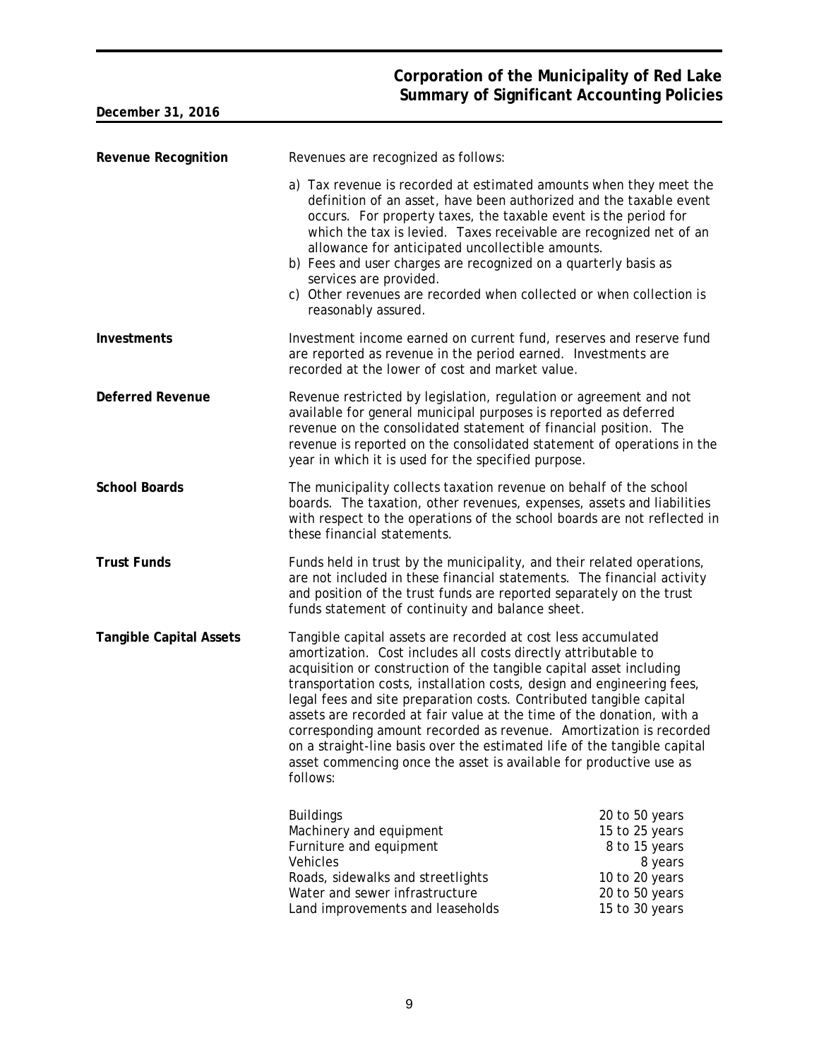# Corporation of the Municipality of Red Lake
## Summary of Significant Accounting Policies

**December 31, 2016**

**Revenue Recognition**

Revenues are recognized as follows:

a) Tax revenue is recorded at estimated amounts when they meet the definition of an asset, have been authorized and the taxable event occurs. For property taxes, the taxable event is the period for which the tax is levied. Taxes receivable are recognized net of an allowance for anticipated uncollectible amounts.
b) Fees and user charges are recognized on a quarterly basis as services are provided.
c) Other revenues are recorded when collected or when collection is reasonably assured.

**Investments**

Investment income earned on current fund, reserves and reserve fund are reported as revenue in the period earned. Investments are recorded at the lower of cost and market value.

**Deferred Revenue**

Revenue restricted by legislation, regulation or agreement and not available for general municipal purposes is reported as deferred revenue on the consolidated statement of financial position. The revenue is reported on the consolidated statement of operations in the year in which it is used for the specified purpose.

**School Boards**

The municipality collects taxation revenue on behalf of the school boards. The taxation, other revenues, expenses, assets and liabilities with respect to the operations of the school boards are not reflected in these financial statements.

**Trust Funds**

Funds held in trust by the municipality, and their related operations, are not included in these financial statements. The financial activity and position of the trust funds are reported separately on the trust funds statement of continuity and balance sheet.

**Tangible Capital Assets**

Tangible capital assets are recorded at cost less accumulated amortization. Cost includes all costs directly attributable to acquisition or construction of the tangible capital asset including transportation costs, installation costs, design and engineering fees, legal fees and site preparation costs. Contributed tangible capital assets are recorded at fair value at the time of the donation, with a corresponding amount recorded as revenue. Amortization is recorded on a straight-line basis over the estimated life of the tangible capital asset commencing once the asset is available for productive use as follows:

| | |
|---|---|
| Buildings | 20 to 50 years |
| Machinery and equipment | 15 to 25 years |
| Furniture and equipment | 8 to 15 years |
| Vehicles | 8 years |
| Roads, sidewalks and streetlights | 10 to 20 years |
| Water and sewer infrastructure | 20 to 50 years |
| Land improvements and leaseholds | 15 to 30 years |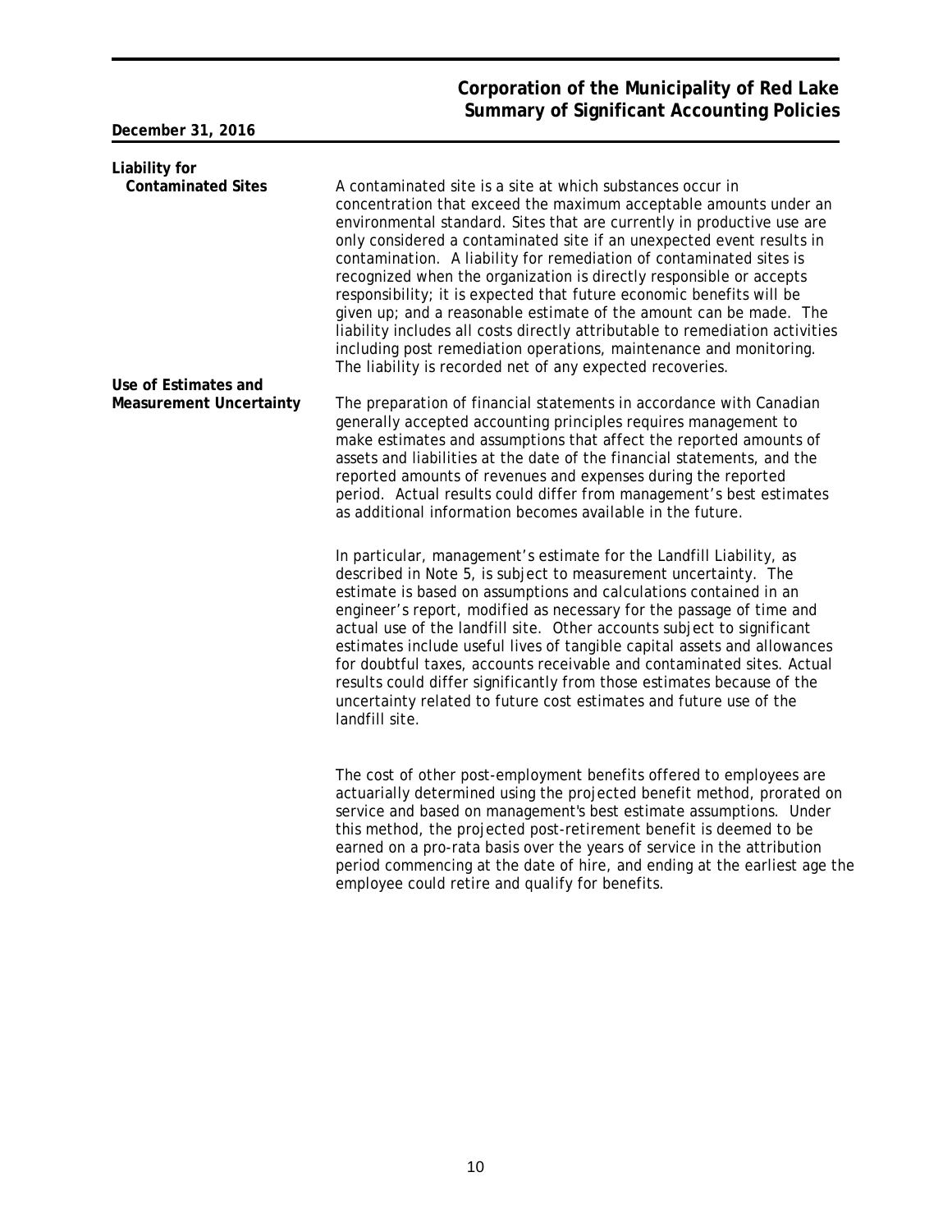**Liability for Contaminated Sites**

A contaminated site is a site at which substances occur in concentration that exceed the maximum acceptable amounts under an environmental standard. Sites that are currently in productive use are only considered a contaminated site if an unexpected event results in contamination. A liability for remediation of contaminated sites is recognized when the organization is directly responsible or accepts responsibility; it is expected that future economic benefits will be given up; and a reasonable estimate of the amount can be made. The liability includes all costs directly attributable to remediation activities including post remediation operations, maintenance and monitoring. The liability is recorded net of any expected recoveries.

**Use of Estimates and Measurement Uncertainty**

The preparation of financial statements in accordance with Canadian generally accepted accounting principles requires management to make estimates and assumptions that affect the reported amounts of assets and liabilities at the date of the financial statements, and the reported amounts of revenues and expenses during the reported period. Actual results could differ from management's best estimates as additional information becomes available in the future.

In particular, management's estimate for the Landfill Liability, as described in Note 5, is subject to measurement uncertainty. The estimate is based on assumptions and calculations contained in an engineer's report, modified as necessary for the passage of time and actual use of the landfill site. Other accounts subject to significant estimates include useful lives of tangible capital assets and allowances for doubtful taxes, accounts receivable and contaminated sites. Actual results could differ significantly from those estimates because of the uncertainty related to future cost estimates and future use of the landfill site.

The cost of other post-employment benefits offered to employees are actuarially determined using the projected benefit method, prorated on service and based on management's best estimate assumptions. Under this method, the projected post-retirement benefit is deemed to be earned on a pro-rata basis over the years of service in the attribution period commencing at the date of hire, and ending at the earliest age the employee could retire and qualify for benefits.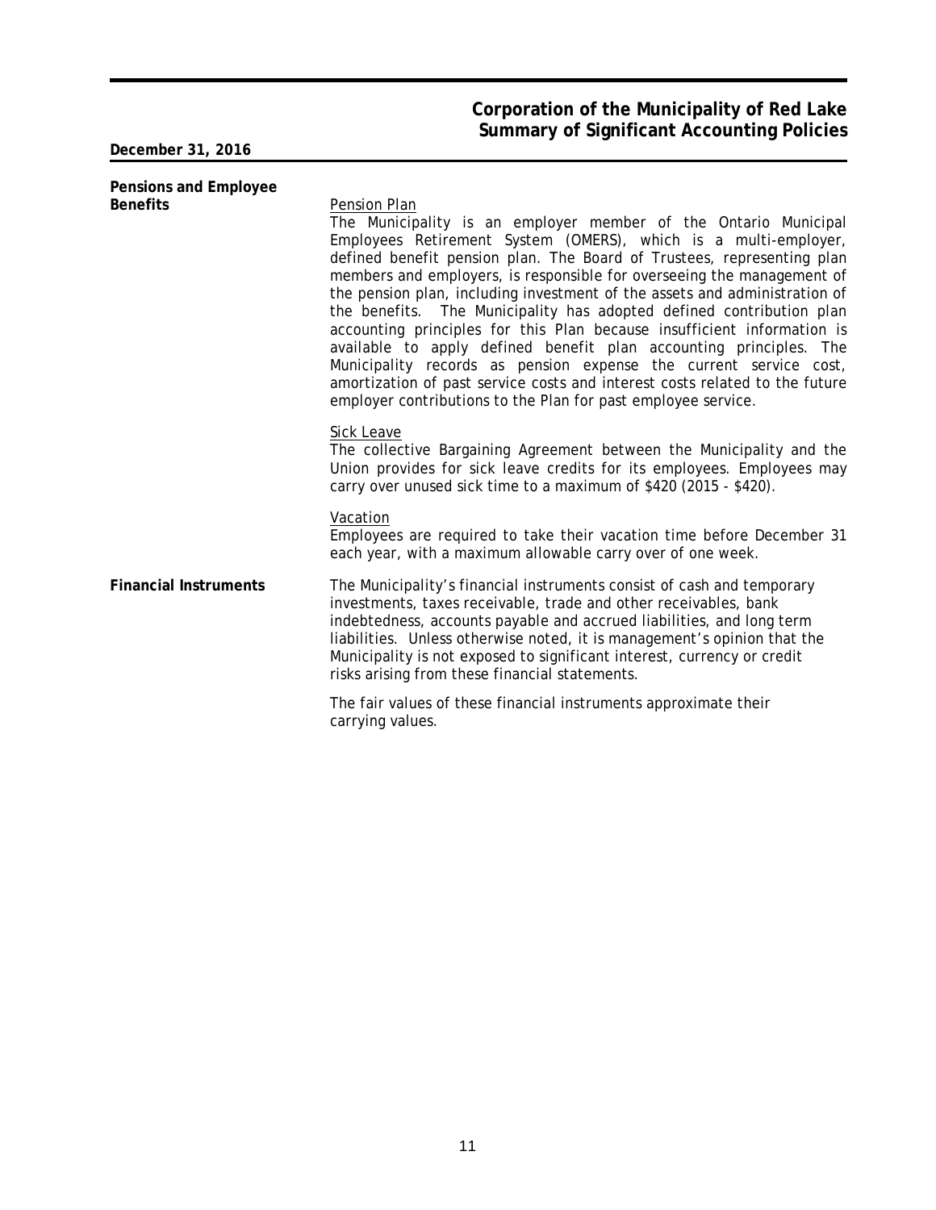## Pensions and Employee Benefits

Pension Plan

The Municipality is an employer member of the Ontario Municipal Employees Retirement System (OMERS), which is a multi-employer, defined benefit pension plan. The Board of Trustees, representing plan members and employers, is responsible for overseeing the management of the pension plan, including investment of the assets and administration of the benefits. The Municipality has adopted defined contribution plan accounting principles for this Plan because insufficient information is available to apply defined benefit plan accounting principles. The Municipality records as pension expense the current service cost, amortization of past service costs and interest costs related to the future employer contributions to the Plan for past employee service.

Sick Leave

The collective Bargaining Agreement between the Municipality and the Union provides for sick leave credits for its employees. Employees may carry over unused sick time to a maximum of $420 (2015 - $420).

Vacation

Employees are required to take their vacation time before December 31 each year, with a maximum allowable carry over of one week.

## Financial Instruments

The Municipality's financial instruments consist of cash and temporary investments, taxes receivable, trade and other receivables, bank indebtedness, accounts payable and accrued liabilities, and long term liabilities. Unless otherwise noted, it is management's opinion that the Municipality is not exposed to significant interest, currency or credit risks arising from these financial statements.

The fair values of these financial instruments approximate their carrying values.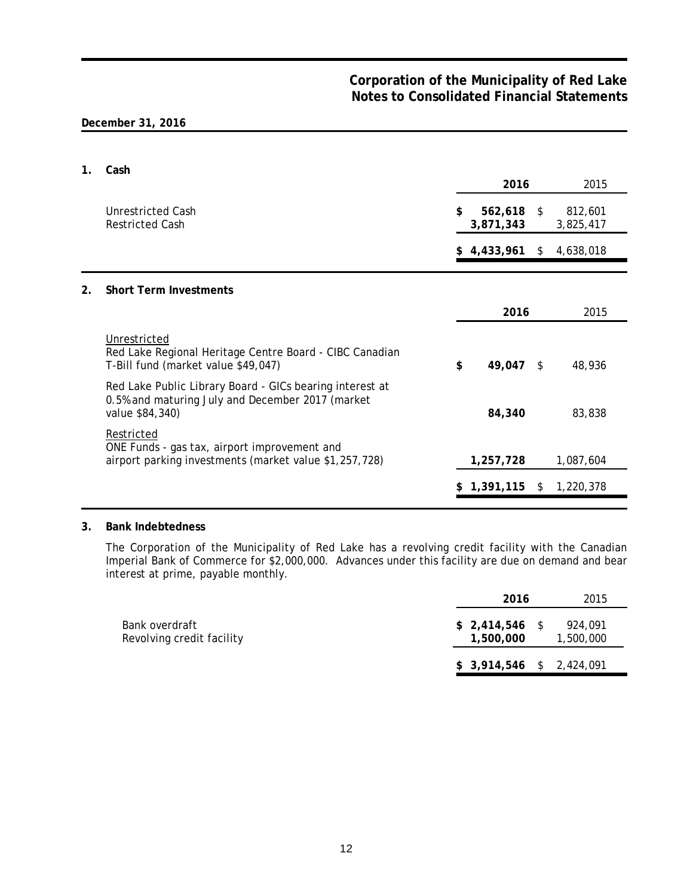# Corporation of the Municipality of Red Lake
## Notes to Consolidated Financial Statements

**December 31, 2016**

### 1. Cash

| | 2016 | 2015 |
|---|---|---|
| Unrestricted Cash | $ 562,618 | $ 812,601 |
| Restricted Cash | 3,871,343 | 3,825,417 |
| | $ 4,433,961 | $ 4,638,018 |

### 2. Short Term Investments

| | 2016 | 2015 |
|---|---|---|
| Unrestricted<br>Red Lake Regional Heritage Centre Board - CIBC Canadian T-Bill fund (market value $49,047) | $ 49,047 | $ 48,936 |
| Red Lake Public Library Board - GICs bearing interest at 0.5% and maturing July and December 2017 (market value $84,340) | 84,340 | 83,838 |
| Restricted<br>ONE Funds - gas tax, airport improvement and airport parking investments (market value $1,257,728) | 1,257,728 | 1,087,604 |
| | $ 1,391,115 | $ 1,220,378 |

### 3. Bank Indebtedness

The Corporation of the Municipality of Red Lake has a revolving credit facility with the Canadian Imperial Bank of Commerce for $2,000,000. Advances under this facility are due on demand and bear interest at prime, payable monthly.

| | 2016 | 2015 |
|---|---|---|
| Bank overdraft | $ 2,414,546 | $ 924,091 |
| Revolving credit facility | 1,500,000 | 1,500,000 |
| | $ 3,914,546 | $ 2,424,091 |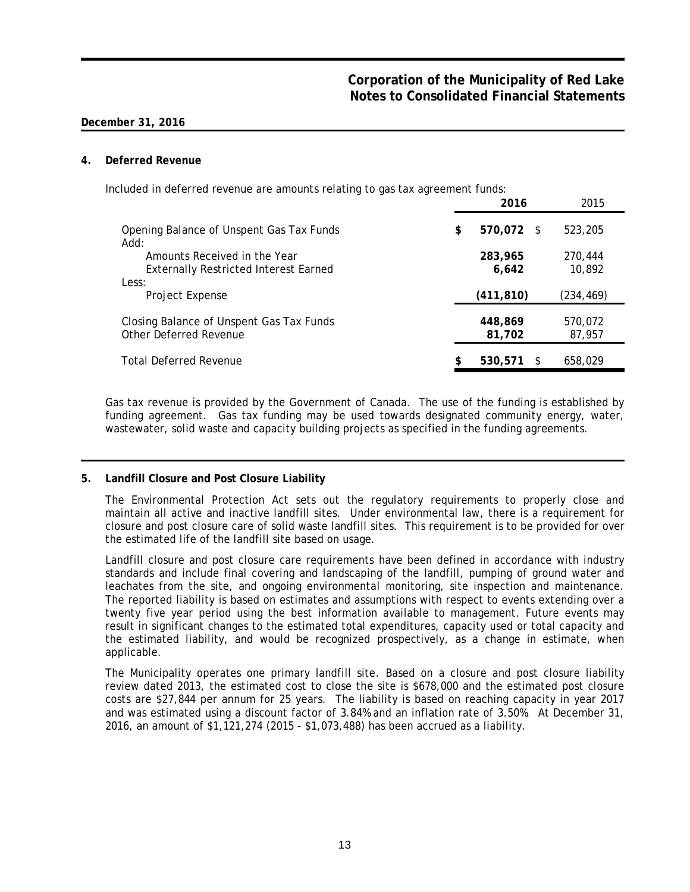# Corporation of the Municipality of Red Lake
## Notes to Consolidated Financial Statements

**December 31, 2016**

### 4. Deferred Revenue

Included in deferred revenue are amounts relating to gas tax agreement funds:

| | 2016 | 2015 |
|---|---|---|
| Opening Balance of Unspent Gas Tax Funds | **$ 570,072** | $ 523,205 |
| Add: | | |
| Amounts Received in the Year | **283,965** | 270,444 |
| Externally Restricted Interest Earned | **6,642** | 10,892 |
| Less: | | |
| Project Expense | **(411,810)** | (234,469) |
| Closing Balance of Unspent Gas Tax Funds | **448,869** | 570,072 |
| Other Deferred Revenue | **81,702** | 87,957 |
| Total Deferred Revenue | **$ 530,571** | $ 658,029 |

Gas tax revenue is provided by the Government of Canada. The use of the funding is established by funding agreement. Gas tax funding may be used towards designated community energy, water, wastewater, solid waste and capacity building projects as specified in the funding agreements.

### 5. Landfill Closure and Post Closure Liability

The Environmental Protection Act sets out the regulatory requirements to properly close and maintain all active and inactive landfill sites. Under environmental law, there is a requirement for closure and post closure care of solid waste landfill sites. This requirement is to be provided for over the estimated life of the landfill site based on usage.

Landfill closure and post closure care requirements have been defined in accordance with industry standards and include final covering and landscaping of the landfill, pumping of ground water and leachates from the site, and ongoing environmental monitoring, site inspection and maintenance. The reported liability is based on estimates and assumptions with respect to events extending over a twenty five year period using the best information available to management. Future events may result in significant changes to the estimated total expenditures, capacity used or total capacity and the estimated liability, and would be recognized prospectively, as a change in estimate, when applicable.

The Municipality operates one primary landfill site. Based on a closure and post closure liability review dated 2013, the estimated cost to close the site is $678,000 and the estimated post closure costs are $27,844 per annum for 25 years. The liability is based on reaching capacity in year 2017 and was estimated using a discount factor of 3.84% and an inflation rate of 3.50%. At December 31, 2016, an amount of $1,121,274 (2015 - $1,073,488) has been accrued as a liability.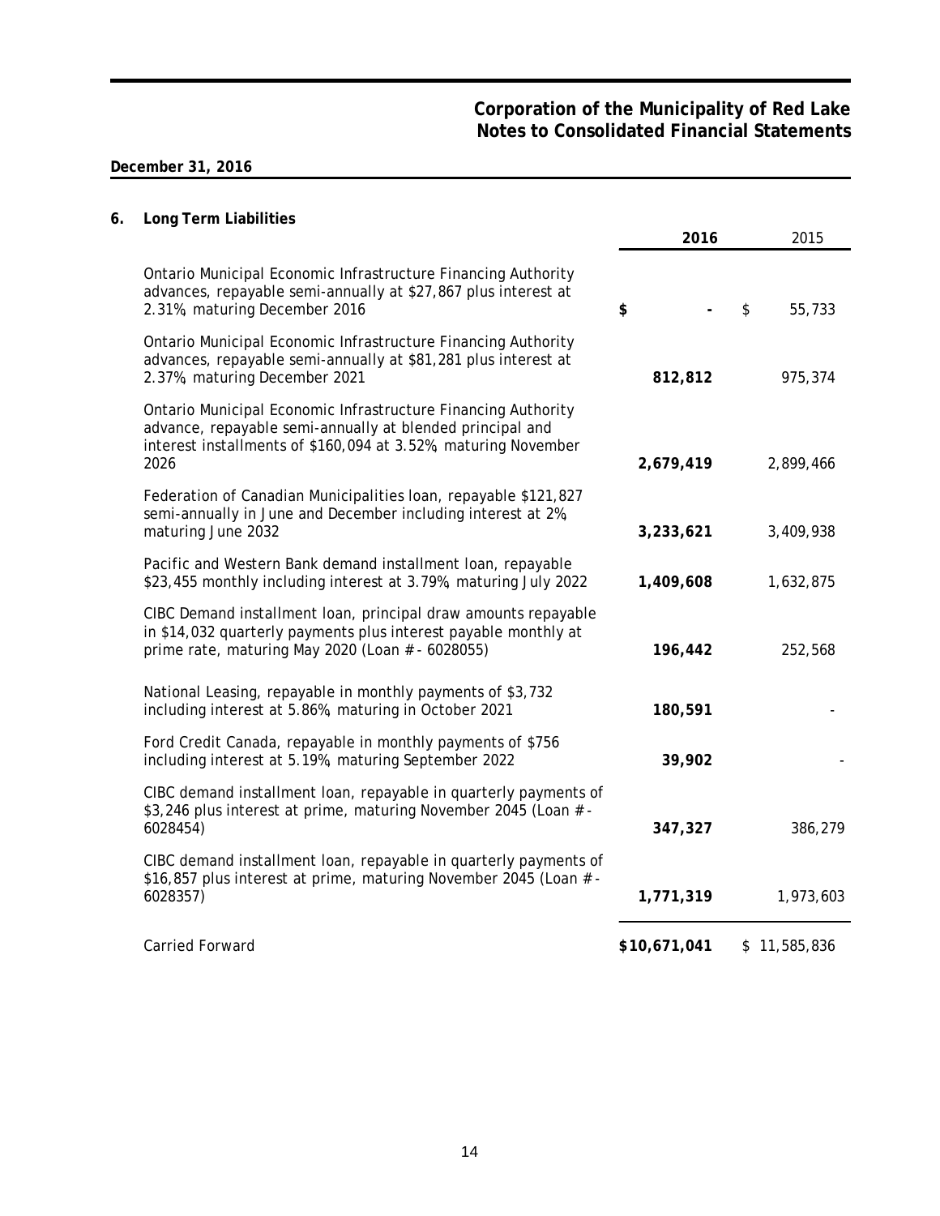# Corporation of the Municipality of Red Lake
## Notes to Consolidated Financial Statements

**December 31, 2016**

### 6. Long Term Liabilities

| | **2016** | 2015 |
|---|---:|---:|
| Ontario Municipal Economic Infrastructure Financing Authority advances, repayable semi-annually at $27,867 plus interest at 2.31%, maturing December 2016 | **$ -** | $ 55,733 |
| Ontario Municipal Economic Infrastructure Financing Authority advances, repayable semi-annually at $81,281 plus interest at 2.37%, maturing December 2021 | **812,812** | 975,374 |
| Ontario Municipal Economic Infrastructure Financing Authority advance, repayable semi-annually at blended principal and interest installments of $160,094 at 3.52%, maturing November 2026 | **2,679,419** | 2,899,466 |
| Federation of Canadian Municipalities loan, repayable $121,827 semi-annually in June and December including interest at 2%, maturing June 2032 | **3,233,621** | 3,409,938 |
| Pacific and Western Bank demand installment loan, repayable $23,455 monthly including interest at 3.79%, maturing July 2022 | **1,409,608** | 1,632,875 |
| CIBC Demand installment loan, principal draw amounts repayable in $14,032 quarterly payments plus interest payable monthly at prime rate, maturing May 2020 (Loan # - 6028055) | **196,442** | 252,568 |
| National Leasing, repayable in monthly payments of $3,732 including interest at 5.86%, maturing in October 2021 | **180,591** | - |
| Ford Credit Canada, repayable in monthly payments of $756 including interest at 5.19%, maturing September 2022 | **39,902** | - |
| CIBC demand installment loan, repayable in quarterly payments of $3,246 plus interest at prime, maturing November 2045 (Loan # - 6028454) | **347,327** | 386,279 |
| CIBC demand installment loan, repayable in quarterly payments of $16,857 plus interest at prime, maturing November 2045 (Loan # - 6028357) | **1,771,319** | 1,973,603 |
| Carried Forward | **$10,671,041** | $ 11,585,836 |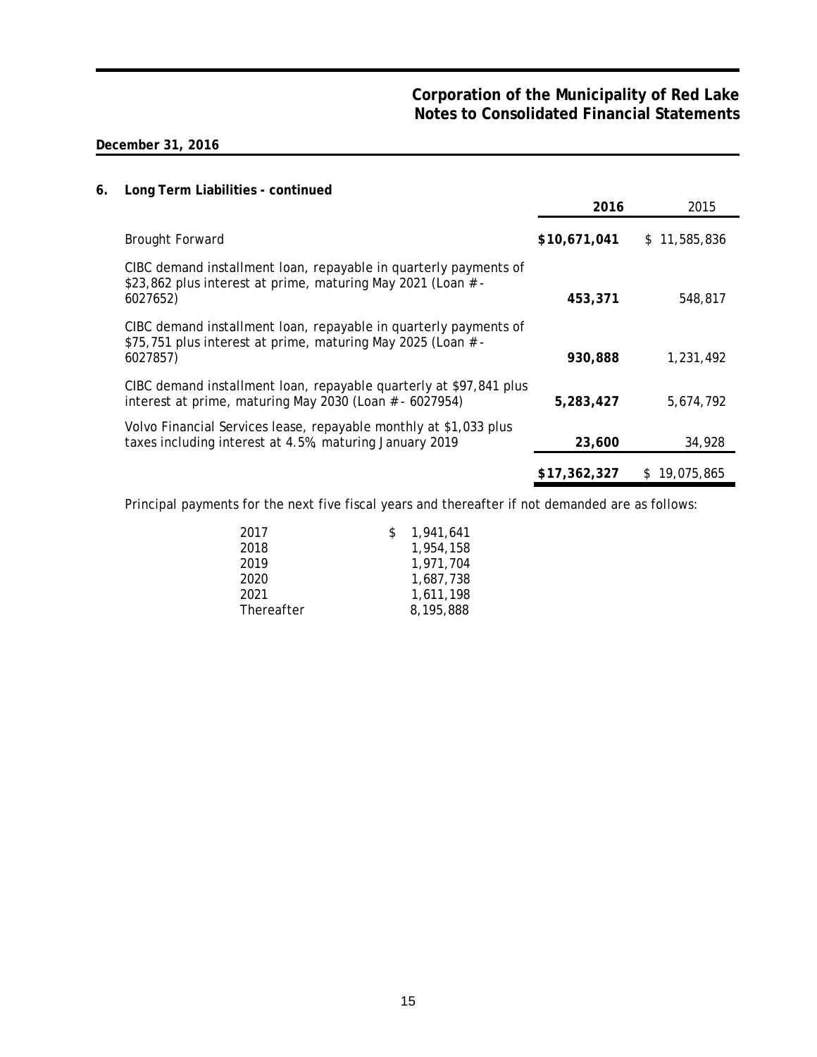**December 31, 2016**

## 6. Long Term Liabilities - continued

| | **2016** | 2015 |
|---|---|---|
| Brought Forward | **$10,671,041** | $ 11,585,836 |
| CIBC demand installment loan, repayable in quarterly payments of $23,862 plus interest at prime, maturing May 2021 (Loan # - 6027652) | **453,371** | 548,817 |
| CIBC demand installment loan, repayable in quarterly payments of $75,751 plus interest at prime, maturing May 2025 (Loan # - 6027857) | **930,888** | 1,231,492 |
| CIBC demand installment loan, repayable quarterly at $97,841 plus interest at prime, maturing May 2030 (Loan # - 6027954) | **5,283,427** | 5,674,792 |
| Volvo Financial Services lease, repayable monthly at $1,033 plus taxes including interest at 4.5%, maturing January 2019 | **23,600** | 34,928 |
| | **$17,362,327** | $ 19,075,865 |

Principal payments for the next five fiscal years and thereafter if not demanded are as follows:

| | |
|---|---|
| 2017 | $ 1,941,641 |
| 2018 | 1,954,158 |
| 2019 | 1,971,704 |
| 2020 | 1,687,738 |
| 2021 | 1,611,198 |
| Thereafter | 8,195,888 |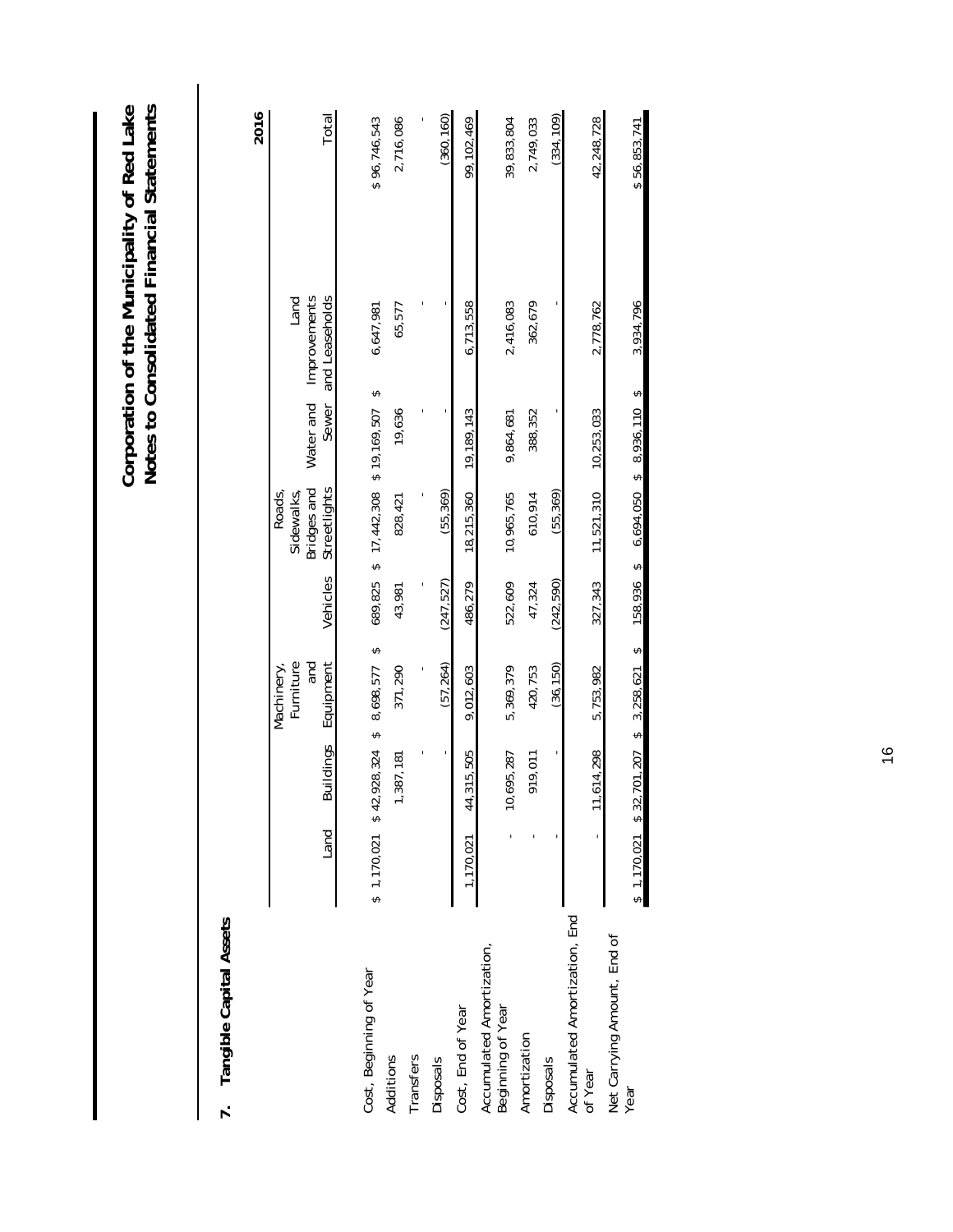## 7. Tangible Capital Assets

| | | | | | | | | 2016 |
|---|---|---|---|---|---|---|---|---|
| | Land | Buildings | Machinery, Furniture and Equipment | Vehicles | Roads, Sidewalks, Bridges and Streetlights | Water and Sewer | Land Improvements and Leaseholds | Total |
| Cost, Beginning of Year | $ 1,170,021 | $ 42,928,324 | $ 8,698,577 | $ 689,825 | $ 17,442,308 | $ 19,169,507 | $ 6,647,981 | $ 96,746,543 |
| Additions | | 1,387,181 | 371,290 | 43,981 | 828,421 | 19,636 | 65,577 | 2,716,086 |
| Transfers | | - | - | - | - | - | - | - |
| Disposals | | - | (57,264) | (247,527) | (55,369) | - | - | (360,160) |
| Cost, End of Year | 1,170,021 | 44,315,505 | 9,012,603 | 486,279 | 18,215,360 | 19,189,143 | 6,713,558 | 99,102,469 |
| Accumulated Amortization, Beginning of Year | - | 10,695,287 | 5,369,379 | 522,609 | 10,965,765 | 9,864,681 | 2,416,083 | 39,833,804 |
| Amortization | - | 919,011 | 420,753 | 47,324 | 610,914 | 388,352 | 362,679 | 2,749,033 |
| Disposals | - | - | (36,150) | (242,590) | (55,369) | - | - | (334,109) |
| Accumulated Amortization, End of Year | - | 11,614,298 | 5,753,982 | 327,343 | 11,521,310 | 10,253,033 | 2,778,762 | 42,248,728 |
| Net Carrying Amount, End of Year | $ 1,170,021 | $ 32,701,207 | $ 3,258,621 | $ 158,936 | $ 6,694,050 | $ 8,936,110 | $ 3,934,796 | $ 56,853,741 |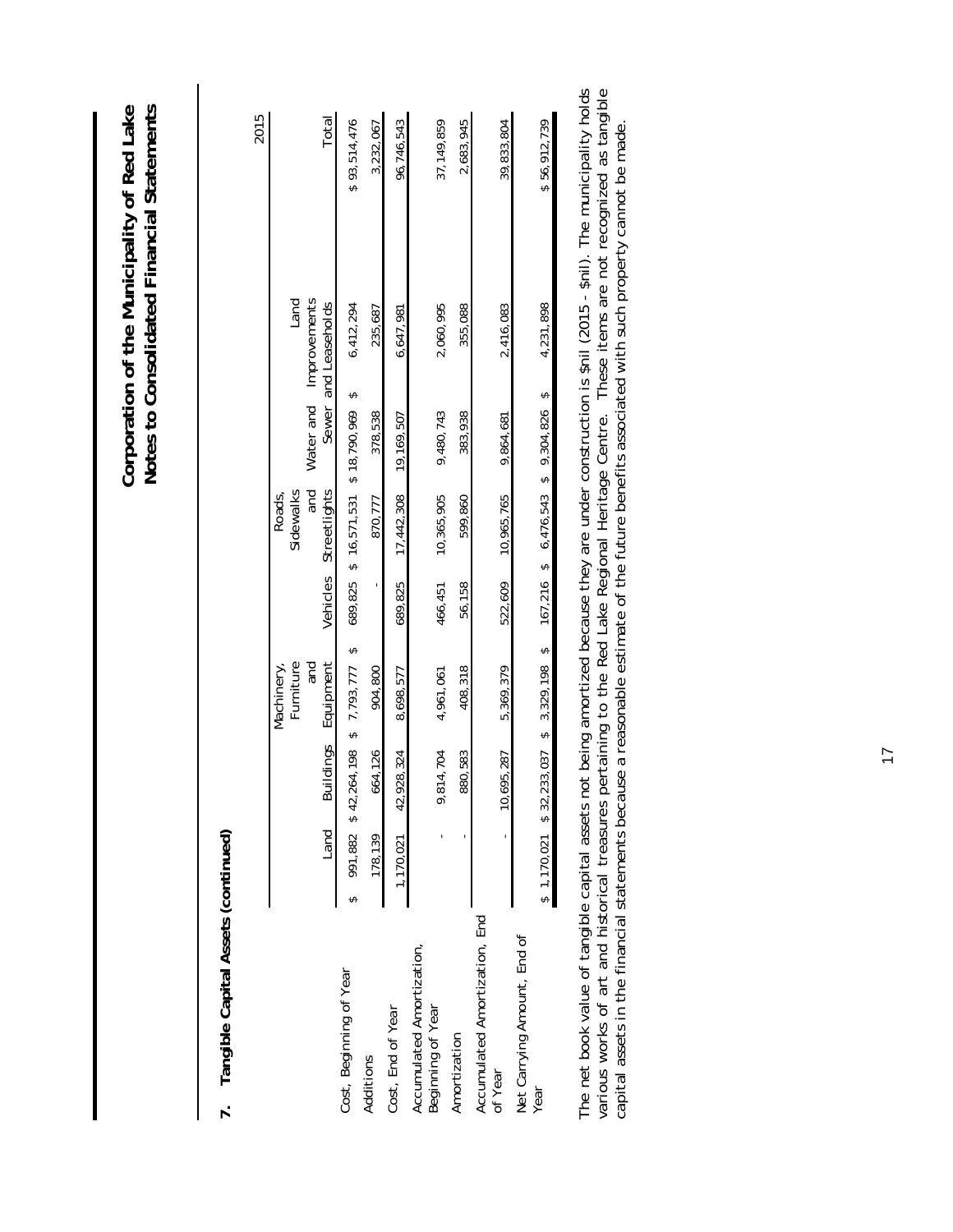## 7. Tangible Capital Assets (continued)

2015

| | Land | Buildings | Machinery, Furniture and Equipment | Vehicles | Roads, Sidewalks and Streetlights | Water and Sewer | Land Improvements and Leaseholds | Total |
|---|---|---|---|---|---|---|---|---|
| Cost, Beginning of Year | $ 991,882 | $ 42,264,198 | $ 7,793,777 | $ 689,825 | $ 16,571,531 | $ 18,790,969 | $ 6,412,294 | $ 93,514,476 |
| Additions | 178,139 | 664,126 | 904,800 | - | 870,777 | 378,538 | 235,687 | 3,232,067 |
| Cost, End of Year | 1,170,021 | 42,928,324 | 8,698,577 | 689,825 | 17,442,308 | 19,169,507 | 6,647,981 | 96,746,543 |
| Accumulated Amortization, Beginning of Year | - | 9,814,704 | 4,961,061 | 466,451 | 10,365,905 | 9,480,743 | 2,060,995 | 37,149,859 |
| Amortization | - | 880,583 | 408,318 | 56,158 | 599,860 | 383,938 | 355,088 | 2,683,945 |
| Accumulated Amortization, End of Year | - | 10,695,287 | 5,369,379 | 522,609 | 10,965,765 | 9,864,681 | 2,416,083 | 39,833,804 |
| Net Carrying Amount, End of Year | $ 1,170,021 | $ 32,233,037 | $ 3,329,198 | $ 167,216 | $ 6,476,543 | $ 9,304,826 | $ 4,231,898 | $ 56,912,739 |

The net book value of tangible capital assets not being amortized because they are under construction is $nil (2015 - $nil). The municipality holds various works of art and historical treasures pertaining to the Red Lake Regional Heritage Centre. These items are not recognized as tangible capital assets in the financial statements because a reasonable estimate of the future benefits associated with such property cannot be made.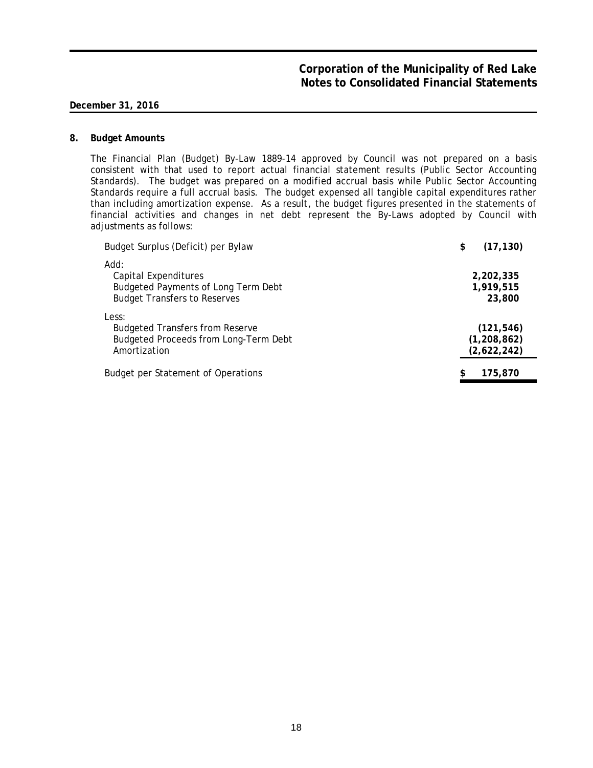**Corporation of the Municipality of Red Lake**
**Notes to Consolidated Financial Statements**

**December 31, 2016**

## 8. Budget Amounts

The Financial Plan (Budget) By-Law 1889-14 approved by Council was not prepared on a basis consistent with that used to report actual financial statement results (Public Sector Accounting Standards). The budget was prepared on a modified accrual basis while Public Sector Accounting Standards require a full accrual basis. The budget expensed all tangible capital expenditures rather than including amortization expense. As a result, the budget figures presented in the statements of financial activities and changes in net debt represent the By-Laws adopted by Council with adjustments as follows:

| | |
|---|---|
| Budget Surplus (Deficit) per Bylaw | $ (17,130) |
| Add: | |
| Capital Expenditures | 2,202,335 |
| Budgeted Payments of Long Term Debt | 1,919,515 |
| Budget Transfers to Reserves | 23,800 |
| Less: | |
| Budgeted Transfers from Reserve | (121,546) |
| Budgeted Proceeds from Long-Term Debt | (1,208,862) |
| Amortization | (2,622,242) |
| Budget per Statement of Operations | $ 175,870 |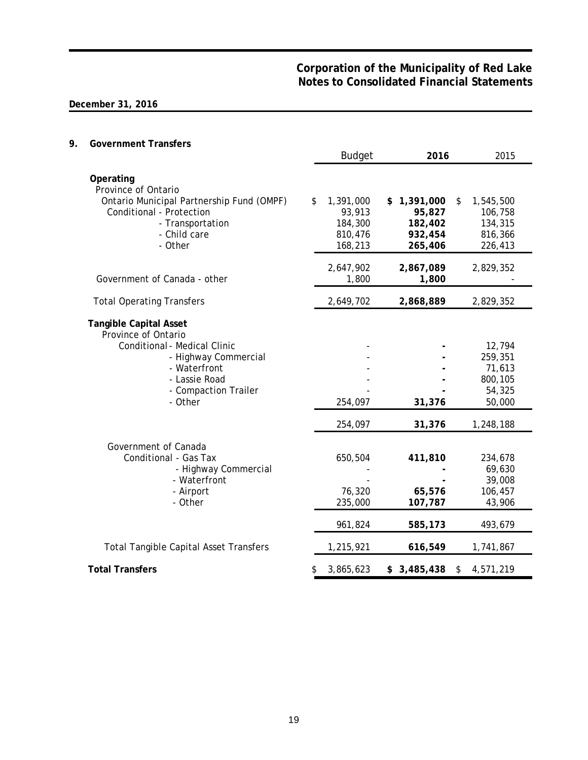# Corporation of the Municipality of Red Lake
## Notes to Consolidated Financial Statements

**December 31, 2016**

### 9. Government Transfers

| | Budget | **2016** | 2015 |
|---|---|---|---|
| **Operating** | | | |
| Province of Ontario | | | |
| Ontario Municipal Partnership Fund (OMPF) | $ 1,391,000 | **$ 1,391,000** | $ 1,545,500 |
| Conditional - Protection | 93,913 | **95,827** | 106,758 |
| - Transportation | 184,300 | **182,402** | 134,315 |
| - Child care | 810,476 | **932,454** | 816,366 |
| - Other | 168,213 | **265,406** | 226,413 |
| | 2,647,902 | **2,867,089** | 2,829,352 |
| Government of Canada - other | 1,800 | **1,800** | - |
| Total Operating Transfers | 2,649,702 | **2,868,889** | 2,829,352 |
| **Tangible Capital Asset** | | | |
| Province of Ontario | | | |
| Conditional - Medical Clinic | - | **-** | 12,794 |
| - Highway Commercial | - | **-** | 259,351 |
| - Waterfront | - | **-** | 71,613 |
| - Lassie Road | - | **-** | 800,105 |
| - Compaction Trailer | - | **-** | 54,325 |
| - Other | 254,097 | **31,376** | 50,000 |
| | 254,097 | **31,376** | 1,248,188 |
| Government of Canada | | | |
| Conditional - Gas Tax | 650,504 | **411,810** | 234,678 |
| - Highway Commercial | - | **-** | 69,630 |
| - Waterfront | - | **-** | 39,008 |
| - Airport | 76,320 | **65,576** | 106,457 |
| - Other | 235,000 | **107,787** | 43,906 |
| | 961,824 | **585,173** | 493,679 |
| Total Tangible Capital Asset Transfers | 1,215,921 | **616,549** | 1,741,867 |
| **Total Transfers** | $ 3,865,623 | **$ 3,485,438** | $ 4,571,219 |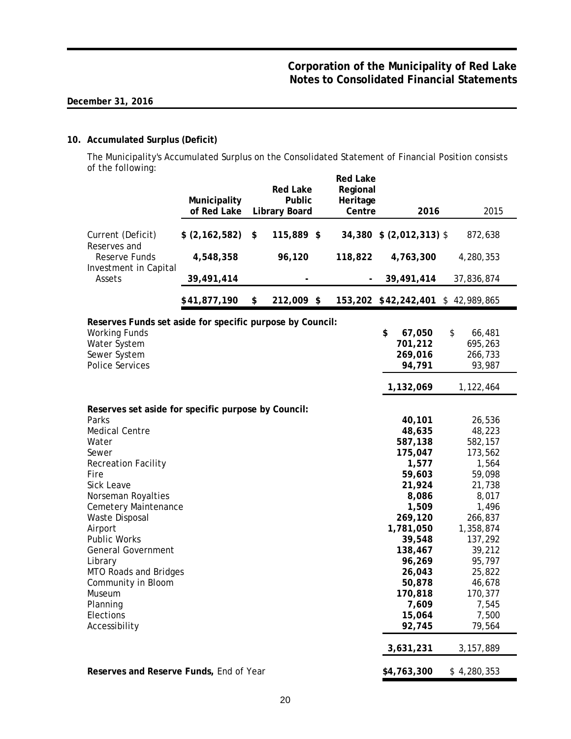**Corporation of the Municipality of Red Lake**
**Notes to Consolidated Financial Statements**

**December 31, 2016**

## 10. Accumulated Surplus (Deficit)

The Municipality's Accumulated Surplus on the Consolidated Statement of Financial Position consists of the following:

| | Municipality of Red Lake | Red Lake Public Library Board | Red Lake Regional Heritage Centre | 2016 | 2015 |
|---|---|---|---|---|---|
| Current (Deficit) | **$ (2,162,582)** | **$ 115,889** | **$ 34,380** | **$ (2,012,313)** | $ 872,638 |
| Reserves and Reserve Funds | **4,548,358** | **96,120** | **118,822** | **4,763,300** | 4,280,353 |
| Investment in Capital Assets | **39,491,414** | **-** | **-** | **39,491,414** | 37,836,874 |
| | **$41,877,190** | **$ 212,009** | **$ 153,202** | **$42,242,401** | $ 42,989,865 |

| | 2016 | 2015 |
|---|---|---|
| **Reserves Funds set aside for specific purpose by Council:** | | |
| Working Funds | **$ 67,050** | $ 66,481 |
| Water System | **701,212** | 695,263 |
| Sewer System | **269,016** | 266,733 |
| Police Services | **94,791** | 93,987 |
| | **1,132,069** | 1,122,464 |
| **Reserves set aside for specific purpose by Council:** | | |
| Parks | **40,101** | 26,536 |
| Medical Centre | **48,635** | 48,223 |
| Water | **587,138** | 582,157 |
| Sewer | **175,047** | 173,562 |
| Recreation Facility | **1,577** | 1,564 |
| Fire | **59,603** | 59,098 |
| Sick Leave | **21,924** | 21,738 |
| Norseman Royalties | **8,086** | 8,017 |
| Cemetery Maintenance | **1,509** | 1,496 |
| Waste Disposal | **269,120** | 266,837 |
| Airport | **1,781,050** | 1,358,874 |
| Public Works | **39,548** | 137,292 |
| General Government | **138,467** | 39,212 |
| Library | **96,269** | 95,797 |
| MTO Roads and Bridges | **26,043** | 25,822 |
| Community in Bloom | **50,878** | 46,678 |
| Museum | **170,818** | 170,377 |
| Planning | **7,609** | 7,545 |
| Elections | **15,064** | 7,500 |
| Accessibility | **92,745** | 79,564 |
| | **3,631,231** | 3,157,889 |
| **Reserves and Reserve Funds,** End of Year | **$4,763,300** | $ 4,280,353 |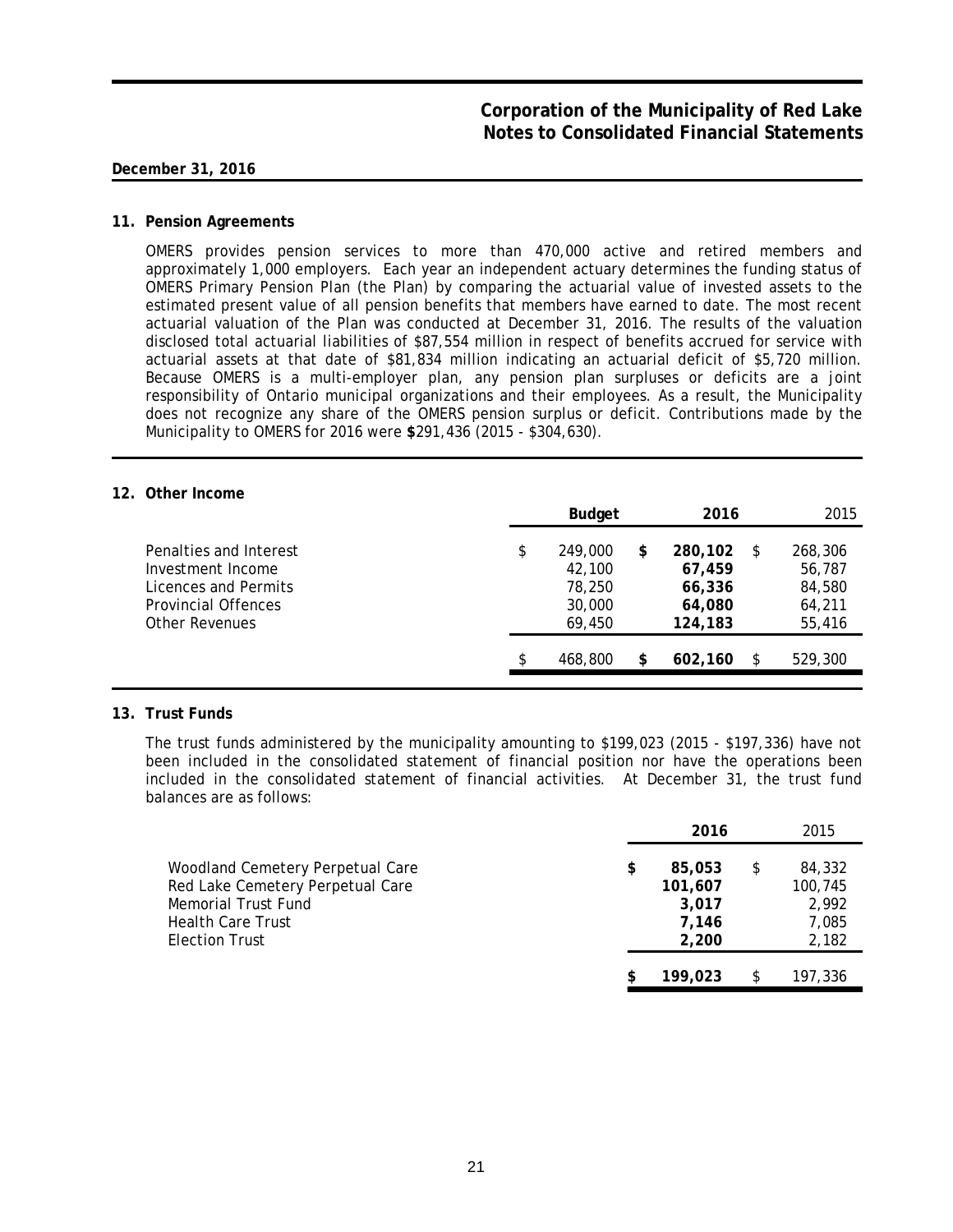**December 31, 2016**

## 11. Pension Agreements

OMERS provides pension services to more than 470,000 active and retired members and approximately 1,000 employers. Each year an independent actuary determines the funding status of OMERS Primary Pension Plan (the Plan) by comparing the actuarial value of invested assets to the estimated present value of all pension benefits that members have earned to date. The most recent actuarial valuation of the Plan was conducted at December 31, 2016. The results of the valuation disclosed total actuarial liabilities of $87,554 million in respect of benefits accrued for service with actuarial assets at that date of $81,834 million indicating an actuarial deficit of $5,720 million. Because OMERS is a multi-employer plan, any pension plan surpluses or deficits are a joint responsibility of Ontario municipal organizations and their employees. As a result, the Municipality does not recognize any share of the OMERS pension surplus or deficit. Contributions made by the Municipality to OMERS for 2016 were **$**291,436 (2015 - $304,630).

## 12. Other Income

| | Budget | 2016 | 2015 |
|---|---|---|---|
| Penalties and Interest | $ 249,000 | **$ 280,102** | $ 268,306 |
| Investment Income | 42,100 | **67,459** | 56,787 |
| Licences and Permits | 78,250 | **66,336** | 84,580 |
| Provincial Offences | 30,000 | **64,080** | 64,211 |
| Other Revenues | 69,450 | **124,183** | 55,416 |
| | $ 468,800 | **$ 602,160** | $ 529,300 |

## 13. Trust Funds

The trust funds administered by the municipality amounting to $199,023 (2015 - $197,336) have not been included in the consolidated statement of financial position nor have the operations been included in the consolidated statement of financial activities. At December 31, the trust fund balances are as follows:

| | 2016 | 2015 |
|---|---|---|
| Woodland Cemetery Perpetual Care | **$ 85,053** | $ 84,332 |
| Red Lake Cemetery Perpetual Care | **101,607** | 100,745 |
| Memorial Trust Fund | **3,017** | 2,992 |
| Health Care Trust | **7,146** | 7,085 |
| Election Trust | **2,200** | 2,182 |
| | **$ 199,023** | $ 197,336 |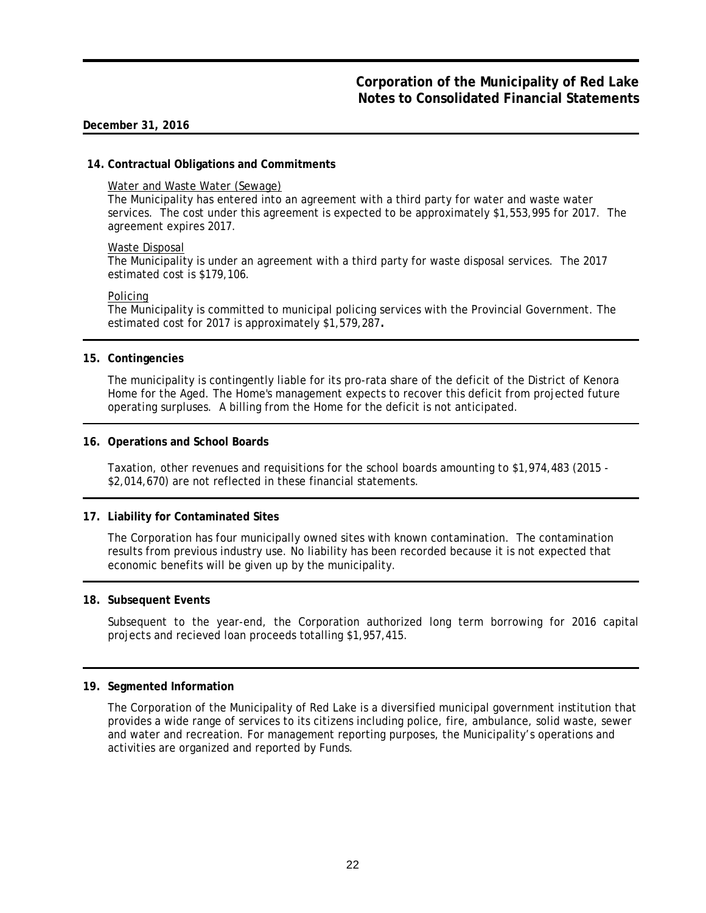**December 31, 2016**

## 14. Contractual Obligations and Commitments

Water and Waste Water (Sewage)
The Municipality has entered into an agreement with a third party for water and waste water services. The cost under this agreement is expected to be approximately $1,553,995 for 2017. The agreement expires 2017.

Waste Disposal
The Municipality is under an agreement with a third party for waste disposal services. The 2017 estimated cost is $179,106.

Policing
The Municipality is committed to municipal policing services with the Provincial Government. The estimated cost for 2017 is approximately $1,579,287**.**

## 15. Contingencies

The municipality is contingently liable for its pro-rata share of the deficit of the District of Kenora Home for the Aged. The Home's management expects to recover this deficit from projected future operating surpluses. A billing from the Home for the deficit is not anticipated.

## 16. Operations and School Boards

Taxation, other revenues and requisitions for the school boards amounting to $1,974,483 (2015 - $2,014,670) are not reflected in these financial statements.

## 17. Liability for Contaminated Sites

The Corporation has four municipally owned sites with known contamination. The contamination results from previous industry use. No liability has been recorded because it is not expected that economic benefits will be given up by the municipality.

## 18. Subsequent Events

Subsequent to the year-end, the Corporation authorized long term borrowing for 2016 capital projects and recieved loan proceeds totalling $1,957,415.

## 19. Segmented Information

The Corporation of the Municipality of Red Lake is a diversified municipal government institution that provides a wide range of services to its citizens including police, fire, ambulance, solid waste, sewer and water and recreation. For management reporting purposes, the Municipality's operations and activities are organized and reported by Funds.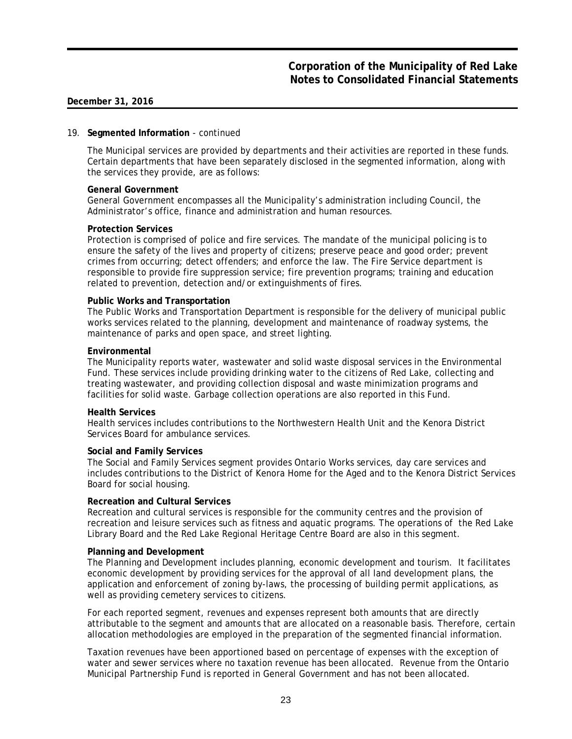**December 31, 2016**

19. **Segmented Information** - continued

The Municipal services are provided by departments and their activities are reported in these funds. Certain departments that have been separately disclosed in the segmented information, along with the services they provide, are as follows:

**General Government**
General Government encompasses all the Municipality's administration including Council, the Administrator's office, finance and administration and human resources.

**Protection Services**
Protection is comprised of police and fire services. The mandate of the municipal policing is to ensure the safety of the lives and property of citizens; preserve peace and good order; prevent crimes from occurring; detect offenders; and enforce the law. The Fire Service department is responsible to provide fire suppression service; fire prevention programs; training and education related to prevention, detection and/or extinguishments of fires.

**Public Works and Transportation**
The Public Works and Transportation Department is responsible for the delivery of municipal public works services related to the planning, development and maintenance of roadway systems, the maintenance of parks and open space, and street lighting.

**Environmental**
The Municipality reports water, wastewater and solid waste disposal services in the Environmental Fund. These services include providing drinking water to the citizens of Red Lake, collecting and treating wastewater, and providing collection disposal and waste minimization programs and facilities for solid waste. Garbage collection operations are also reported in this Fund.

**Health Services**
Health services includes contributions to the Northwestern Health Unit and the Kenora District Services Board for ambulance services.

**Social and Family Services**
The Social and Family Services segment provides Ontario Works services, day care services and includes contributions to the District of Kenora Home for the Aged and to the Kenora District Services Board for social housing.

**Recreation and Cultural Services**
Recreation and cultural services is responsible for the community centres and the provision of recreation and leisure services such as fitness and aquatic programs. The operations of the Red Lake Library Board and the Red Lake Regional Heritage Centre Board are also in this segment.

**Planning and Development**
The Planning and Development includes planning, economic development and tourism. It facilitates economic development by providing services for the approval of all land development plans, the application and enforcement of zoning by-laws, the processing of building permit applications, as well as providing cemetery services to citizens.

For each reported segment, revenues and expenses represent both amounts that are directly attributable to the segment and amounts that are allocated on a reasonable basis. Therefore, certain allocation methodologies are employed in the preparation of the segmented financial information.

Taxation revenues have been apportioned based on percentage of expenses with the exception of water and sewer services where no taxation revenue has been allocated. Revenue from the Ontario Municipal Partnership Fund is reported in General Government and has not been allocated.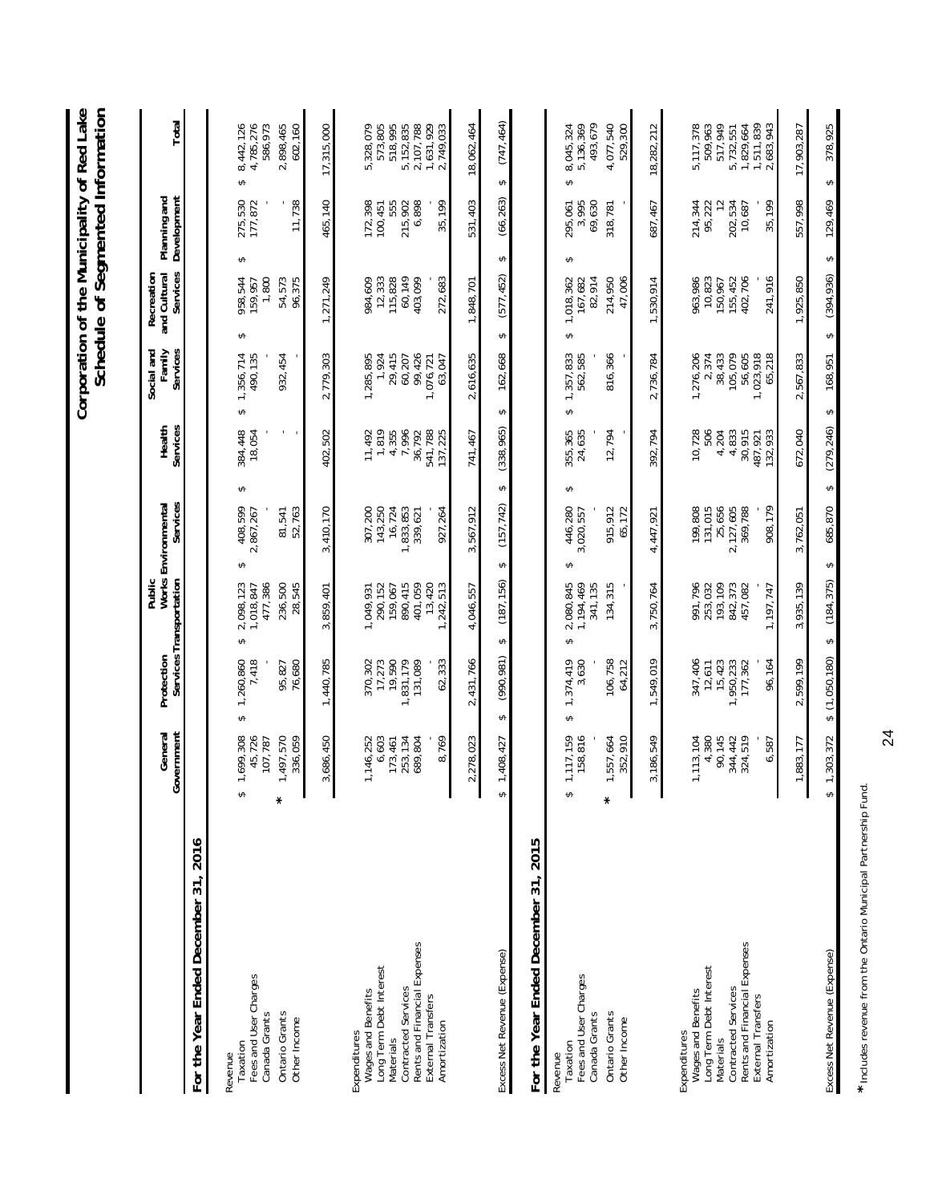# Corporation of the Municipality of Red Lake
## Schedule of Segmented Information

### For the Year Ended December 31, 2016

| | General Government | Protection Services | Public Works Transportation | Environmental Services | Health Services | Social and Family Services | Recreation and Cultural Services | Planning and Development | Total |
|---|---|---|---|---|---|---|---|---|---|
| **Revenue** | | | | | | | | | |
| Taxation | $ 1,699,308 | $ 1,260,860 | $ 2,098,123 | $ 408,599 | $ 384,448 | $ 1,356,714 | $ 958,544 | $ 275,530 | $ 8,442,126 |
| Fees and User Charges | 45,726 | 7,418 | 1,018,847 | 2,867,267 | 18,054 | 490,135 | 159,957 | 177,872 | 4,785,276 |
| Canada Grants | 107,787 | - | 477,386 | - | - | - | 1,800 | - | 586,973 |
| Ontario Grants | * 1,497,570 | 95,827 | 236,500 | 81,541 | - | 932,454 | 54,573 | - | 2,898,465 |
| Other Income | 336,059 | 76,680 | 28,545 | 52,763 | - | - | 96,375 | 11,738 | 602,160 |
| | 3,686,450 | 1,440,785 | 3,859,401 | 3,410,170 | 402,502 | 2,779,303 | 1,271,249 | 465,140 | 17,315,000 |
| **Expenditures** | | | | | | | | | |
| Wages and Benefits | 1,146,252 | 370,302 | 1,049,931 | 307,200 | 11,492 | 1,285,895 | 984,609 | 172,398 | 5,328,079 |
| Long Term Debt Interest | 6,603 | 17,273 | 290,152 | 143,250 | 1,819 | 1,924 | 12,333 | 100,451 | 573,805 |
| Materials | 173,461 | 19,590 | 159,067 | 16,724 | 4,355 | 29,415 | 115,828 | 555 | 518,995 |
| Contracted Services | 253,134 | 1,831,179 | 890,415 | 1,833,853 | 7,996 | 60,207 | 60,149 | 215,902 | 5,152,835 |
| Rents and Financial Expenses | 689,804 | 131,089 | 401,059 | 339,621 | 36,792 | 99,426 | 403,099 | 6,898 | 2,107,788 |
| External Transfers | - | - | 13,420 | - | 541,788 | 1,076,721 | - | - | 1,631,929 |
| Amortization | 8,769 | 62,333 | 1,242,513 | 927,264 | 137,225 | 63,047 | 272,683 | 35,199 | 2,749,033 |
| | 2,278,023 | 2,431,766 | 4,046,557 | 3,567,912 | 741,467 | 2,616,635 | 1,848,701 | 531,403 | 18,062,464 |
| Excess Net Revenue (Expense) | $ 1,408,427 | $ (990,981) | $ (187,156) | $ (157,742) | $ (338,965) | $ 162,668 | $ (577,452) | $ (66,263) | $ (747,464) |

### For the Year Ended December 31, 2015

| | General Government | Protection Services | Public Works Transportation | Environmental Services | Health Services | Social and Family Services | Recreation and Cultural Services | Planning and Development | Total |
|---|---|---|---|---|---|---|---|---|---|
| **Revenue** | | | | | | | | | |
| Taxation | $ 1,117,159 | $ 1,374,419 | $ 2,080,845 | $ 446,280 | $ 355,365 | $ 1,357,833 | $ 1,018,362 | $ 295,061 | $ 8,045,324 |
| Fees and User Charges | 158,816 | 3,630 | 1,194,469 | 3,020,557 | 24,635 | 562,585 | 167,682 | 3,995 | 5,136,369 |
| Canada Grants | - | - | 341,135 | - | - | - | 82,914 | 69,630 | 493,679 |
| Ontario Grants | * 1,557,664 | 106,758 | 134,315 | 915,912 | 12,794 | 816,366 | 214,950 | 318,781 | 4,077,540 |
| Other Income | 352,910 | 64,212 | - | 65,172 | - | - | 47,006 | - | 529,300 |
| | 3,186,549 | 1,549,019 | 3,750,764 | 4,447,921 | 392,794 | 2,736,784 | 1,530,914 | 687,467 | 18,282,212 |
| **Expenditures** | | | | | | | | | |
| Wages and Benefits | 1,113,104 | 347,406 | 991,796 | 199,808 | 10,728 | 1,276,206 | 963,986 | 214,344 | 5,117,378 |
| Long Term Debt Interest | 4,380 | 12,611 | 253,032 | 131,015 | 506 | 2,374 | 10,823 | 95,222 | 509,963 |
| Materials | 90,145 | 15,423 | 193,109 | 25,656 | 4,204 | 38,433 | 150,967 | 12 | 517,949 |
| Contracted Services | 344,442 | 1,950,233 | 842,373 | 2,127,605 | 4,833 | 105,079 | 155,452 | 202,534 | 5,732,551 |
| Rents and Financial Expenses | 324,519 | 177,362 | 457,082 | 369,788 | 30,915 | 56,605 | 402,706 | 10,687 | 1,829,664 |
| External Transfers | - | - | - | - | 487,921 | 1,023,918 | - | - | 1,511,839 |
| Amortization | 6,587 | 96,164 | 1,197,747 | 908,179 | 132,933 | 65,218 | 241,916 | 35,199 | 2,683,943 |
| | 1,883,177 | 2,599,199 | 3,935,139 | 3,762,051 | 672,040 | 2,567,833 | 1,925,850 | 557,998 | 17,903,287 |
| Excess Net Revenue (Expense) | $ 1,303,372 | $ (1,050,180) | $ (184,375) | $ 685,870 | $ (279,246) | $ 168,951 | $ (394,936) | $ 129,469 | $ 378,925 |

* Includes revenue from the Ontario Municipal Partnership Fund.